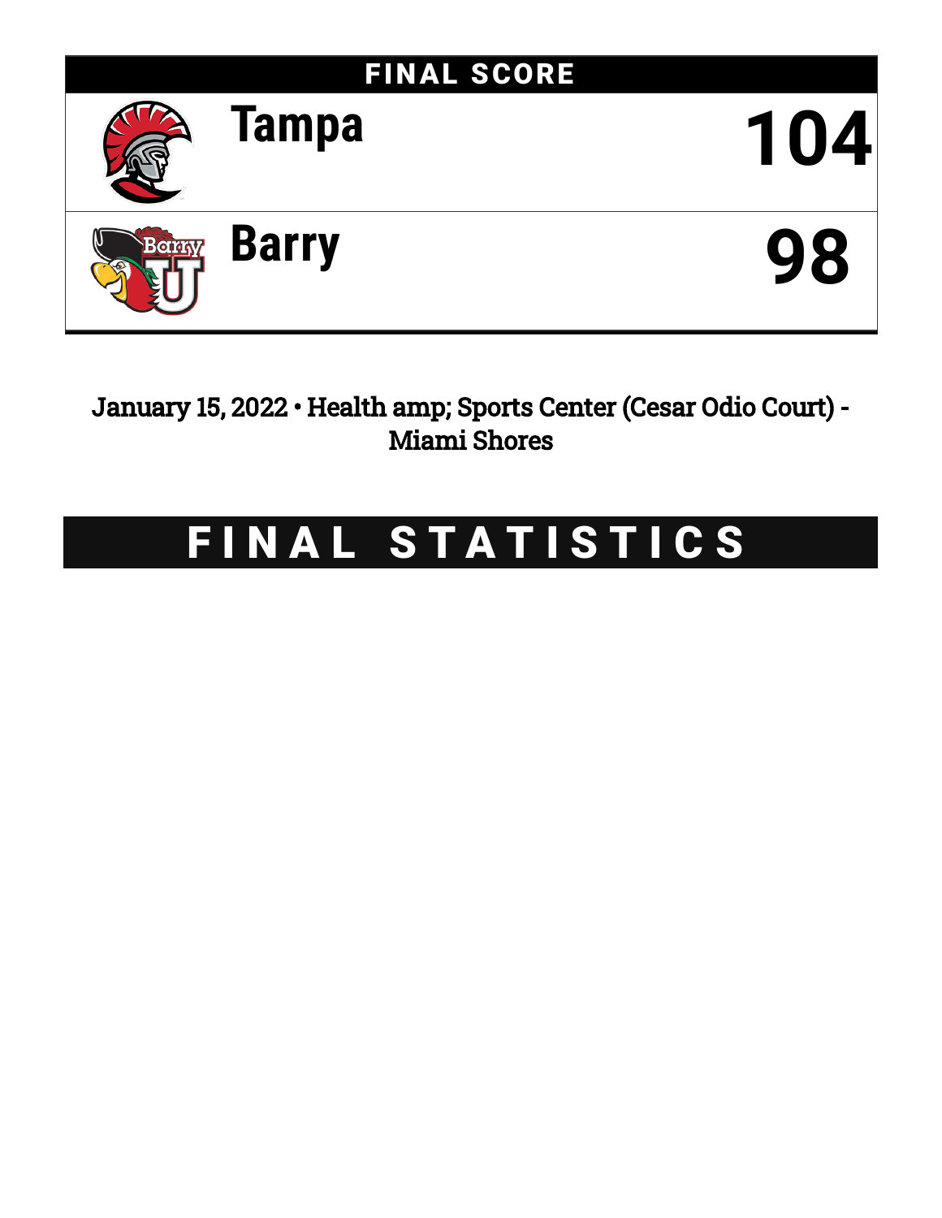## FINAL SCORE

| | |
|---|---|
| Tampa | 104 |
| Barry | 98 |

January 15, 2022 • Health amp; Sports Center (Cesar Odio Court) - Miami Shores

# FINAL STATISTICS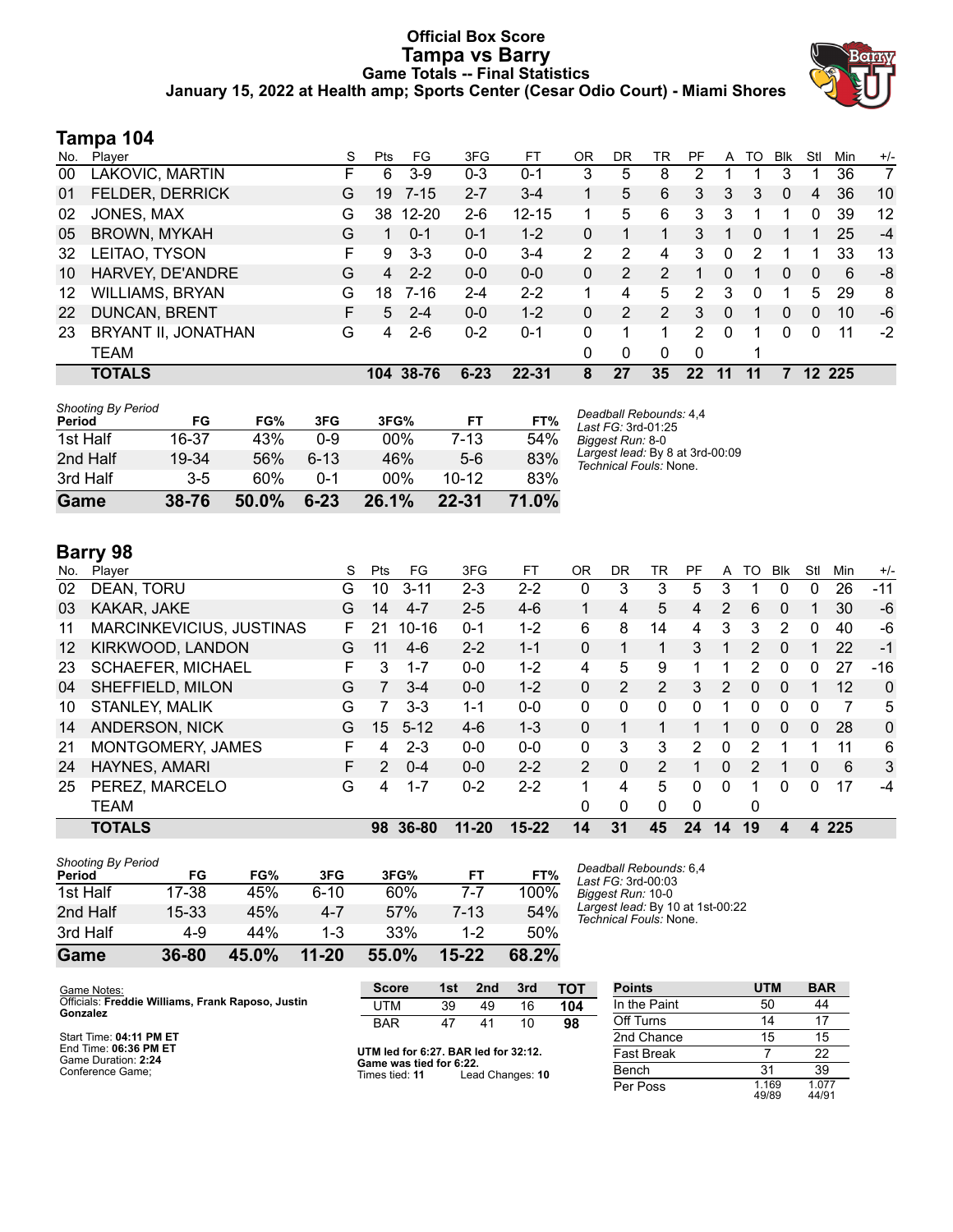# Official Box Score
# Tampa vs Barry
### Game Totals -- Final Statistics
### January 15, 2022 at Health amp; Sports Center (Cesar Odio Court) - Miami Shores

## Tampa 104

| No. | Player | S | Pts | FG | 3FG | FT | OR | DR | TR | PF | A | TO | Blk | Stl | Min | +/- |
|---|---|---|---|---|---|---|---|---|---|---|---|---|---|---|---|---|
| 00 | LAKOVIC, MARTIN | F | 6 | 3-9 | 0-3 | 0-1 | 3 | 5 | 8 | 2 | 1 | 1 | 3 | 1 | 36 | 7 |
| 01 | FELDER, DERRICK | G | 19 | 7-15 | 2-7 | 3-4 | 1 | 5 | 6 | 3 | 3 | 3 | 0 | 4 | 36 | 10 |
| 02 | JONES, MAX | G | 38 | 12-20 | 2-6 | 12-15 | 1 | 5 | 6 | 3 | 3 | 1 | 1 | 0 | 39 | 12 |
| 05 | BROWN, MYKAH | G | 1 | 0-1 | 0-1 | 1-2 | 0 | 1 | 1 | 3 | 1 | 0 | 1 | 1 | 25 | -4 |
| 32 | LEITAO, TYSON | F | 9 | 3-3 | 0-0 | 3-4 | 2 | 2 | 4 | 3 | 0 | 2 | 1 | 1 | 33 | 13 |
| 10 | HARVEY, DE'ANDRE | G | 4 | 2-2 | 0-0 | 0-0 | 0 | 2 | 2 | 1 | 0 | 1 | 0 | 0 | 6 | -8 |
| 12 | WILLIAMS, BRYAN | G | 18 | 7-16 | 2-4 | 2-2 | 1 | 4 | 5 | 2 | 3 | 0 | 1 | 5 | 29 | 8 |
| 22 | DUNCAN, BRENT | F | 5 | 2-4 | 0-0 | 1-2 | 0 | 2 | 2 | 3 | 0 | 1 | 0 | 0 | 10 | -6 |
| 23 | BRYANT II, JONATHAN | G | 4 | 2-6 | 0-2 | 0-1 | 0 | 1 | 1 | 2 | 0 | 1 | 0 | 0 | 11 | -2 |
| | TEAM | | | | | | 0 | 0 | 0 | 0 | | 1 | | | | |
| | **TOTALS** | | **104** | **38-76** | **6-23** | **22-31** | **8** | **27** | **35** | **22** | **11** | **11** | **7** | **12** | **225** | |

*Shooting By Period*

| Period | FG | FG% | 3FG | 3FG% | FT | FT% |
|---|---|---|---|---|---|---|
| 1st Half | 16-37 | 43% | 0-9 | 00% | 7-13 | 54% |
| 2nd Half | 19-34 | 56% | 6-13 | 46% | 5-6 | 83% |
| 3rd Half | 3-5 | 60% | 0-1 | 00% | 10-12 | 83% |
| **Game** | **38-76** | **50.0%** | **6-23** | **26.1%** | **22-31** | **71.0%** |

*Deadball Rebounds:* 4,4
*Last FG:* 3rd-01:25
*Biggest Run:* 8-0
*Largest lead:* By 8 at 3rd-00:09
*Technical Fouls:* None.

## Barry 98

| No. | Player | S | Pts | FG | 3FG | FT | OR | DR | TR | PF | A | TO | Blk | Stl | Min | +/- |
|---|---|---|---|---|---|---|---|---|---|---|---|---|---|---|---|---|
| 02 | DEAN, TORU | G | 10 | 3-11 | 2-3 | 2-2 | 0 | 3 | 3 | 5 | 3 | 1 | 0 | 0 | 26 | -11 |
| 03 | KAKAR, JAKE | G | 14 | 4-7 | 2-5 | 4-6 | 1 | 4 | 5 | 4 | 2 | 6 | 0 | 1 | 30 | -6 |
| 11 | MARCINKEVICIUS, JUSTINAS | F | 21 | 10-16 | 0-1 | 1-2 | 6 | 8 | 14 | 4 | 3 | 3 | 2 | 0 | 40 | -6 |
| 12 | KIRKWOOD, LANDON | G | 11 | 4-6 | 2-2 | 1-1 | 0 | 1 | 1 | 3 | 1 | 2 | 0 | 1 | 22 | -1 |
| 23 | SCHAEFER, MICHAEL | F | 3 | 1-7 | 0-0 | 1-2 | 4 | 5 | 9 | 1 | 1 | 2 | 0 | 0 | 27 | -16 |
| 04 | SHEFFIELD, MILON | G | 7 | 3-4 | 0-0 | 1-2 | 0 | 2 | 2 | 3 | 2 | 0 | 0 | 1 | 12 | 0 |
| 10 | STANLEY, MALIK | G | 7 | 3-3 | 1-1 | 0-0 | 0 | 0 | 0 | 0 | 1 | 0 | 0 | 0 | 7 | 5 |
| 14 | ANDERSON, NICK | G | 15 | 5-12 | 4-6 | 1-3 | 0 | 1 | 1 | 1 | 1 | 0 | 0 | 0 | 28 | 0 |
| 21 | MONTGOMERY, JAMES | F | 4 | 2-3 | 0-0 | 0-0 | 0 | 3 | 3 | 2 | 0 | 2 | 1 | 1 | 11 | 6 |
| 24 | HAYNES, AMARI | F | 2 | 0-4 | 0-0 | 2-2 | 2 | 0 | 2 | 1 | 0 | 2 | 1 | 0 | 6 | 3 |
| 25 | PEREZ, MARCELO | G | 4 | 1-7 | 0-2 | 2-2 | 1 | 4 | 5 | 0 | 0 | 1 | 0 | 0 | 17 | -4 |
| | TEAM | | | | | | 0 | 0 | 0 | 0 | | 0 | | | | |
| | **TOTALS** | | **98** | **36-80** | **11-20** | **15-22** | **14** | **31** | **45** | **24** | **14** | **19** | **4** | **4** | **225** | |

*Shooting By Period*

| Period | FG | FG% | 3FG | 3FG% | FT | FT% |
|---|---|---|---|---|---|---|
| 1st Half | 17-38 | 45% | 6-10 | 60% | 7-7 | 100% |
| 2nd Half | 15-33 | 45% | 4-7 | 57% | 7-13 | 54% |
| 3rd Half | 4-9 | 44% | 1-3 | 33% | 1-2 | 50% |
| **Game** | **36-80** | **45.0%** | **11-20** | **55.0%** | **15-22** | **68.2%** |

*Deadball Rebounds:* 6,4
*Last FG:* 3rd-00:03
*Biggest Run:* 10-0
*Largest lead:* By 10 at 1st-00:22
*Technical Fouls:* None.

Game Notes:
Officials: **Freddie Williams, Frank Raposo, Justin Gonzalez**

Start Time: **04:11 PM ET**
End Time: **06:36 PM ET**
Game Duration: **2:24**
Conference Game;

| Score | 1st | 2nd | 3rd | TOT |
|---|---|---|---|---|
| UTM | 39 | 49 | 16 | **104** |
| BAR | 47 | 41 | 10 | **98** |

**UTM led for 6:27. BAR led for 32:12. Game was tied for 6:22.**
Times tied: **11** Lead Changes: **10**

| Points | UTM | BAR |
|---|---|---|
| In the Paint | 50 | 44 |
| Off Turns | 14 | 17 |
| 2nd Chance | 15 | 15 |
| Fast Break | 7 | 22 |
| Bench | 31 | 39 |
| Per Poss | 1.169 49/89 | 1.077 44/91 |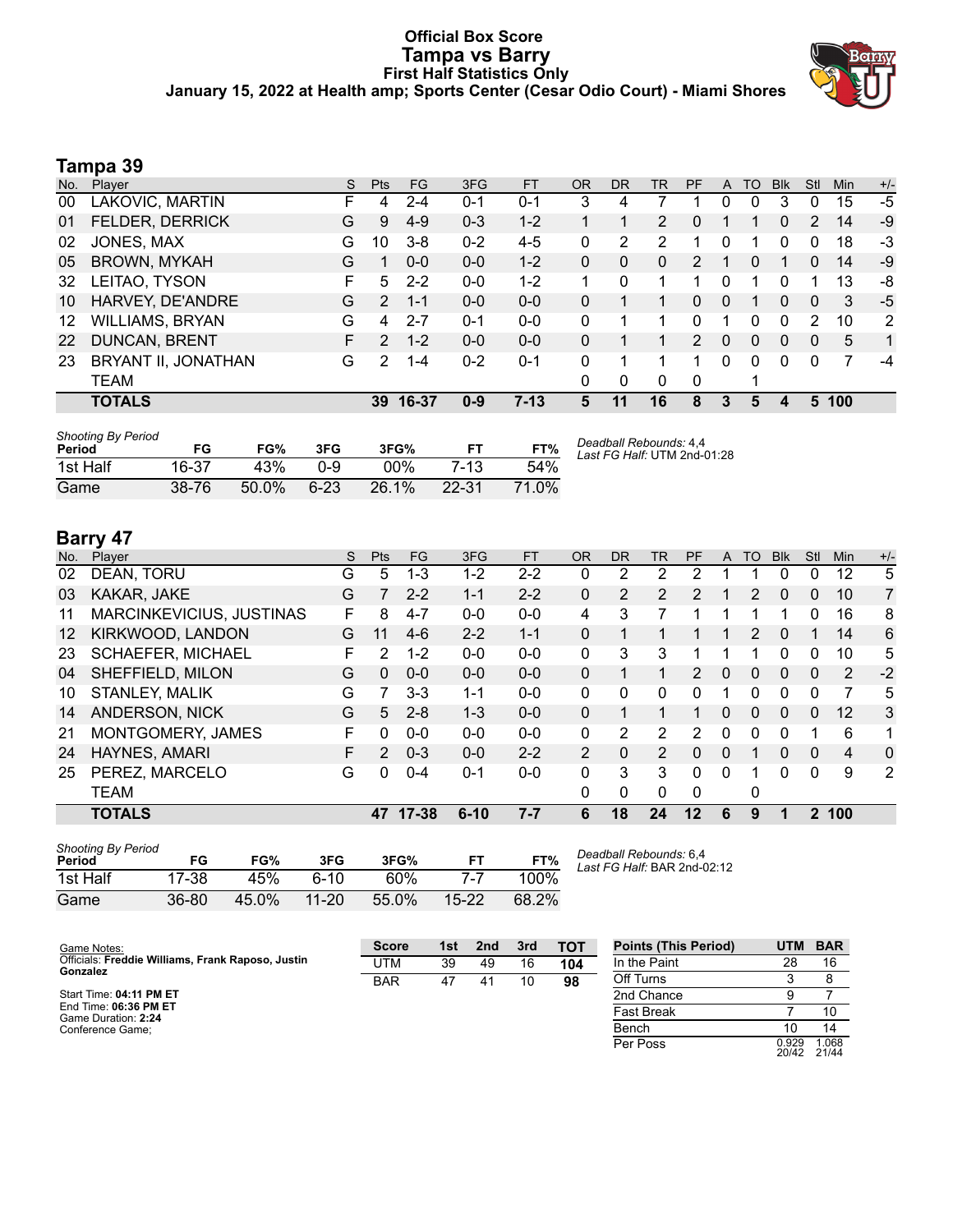# Official Box Score
## Tampa vs Barry
### First Half Statistics Only
January 15, 2022 at Health amp; Sports Center (Cesar Odio Court) - Miami Shores

## Tampa 39

| No. | Player | S | Pts | FG | 3FG | FT | OR | DR | TR | PF | A | TO | Blk | Stl | Min | +/- |
|---|---|---|---|---|---|---|---|---|---|---|---|---|---|---|---|---|
| 00 | LAKOVIC, MARTIN | F | 4 | 2-4 | 0-1 | 0-1 | 3 | 4 | 7 | 1 | 0 | 0 | 3 | 0 | 15 | -5 |
| 01 | FELDER, DERRICK | G | 9 | 4-9 | 0-3 | 1-2 | 1 | 1 | 2 | 0 | 1 | 1 | 0 | 2 | 14 | -9 |
| 02 | JONES, MAX | G | 10 | 3-8 | 0-2 | 4-5 | 0 | 2 | 2 | 1 | 0 | 1 | 0 | 0 | 18 | -3 |
| 05 | BROWN, MYKAH | G | 1 | 0-0 | 0-0 | 1-2 | 0 | 0 | 0 | 2 | 1 | 0 | 1 | 0 | 14 | -9 |
| 32 | LEITAO, TYSON | F | 5 | 2-2 | 0-0 | 1-2 | 1 | 0 | 1 | 1 | 0 | 1 | 0 | 1 | 13 | -8 |
| 10 | HARVEY, DE'ANDRE | G | 2 | 1-1 | 0-0 | 0-0 | 0 | 1 | 1 | 0 | 0 | 1 | 0 | 0 | 3 | -5 |
| 12 | WILLIAMS, BRYAN | G | 4 | 2-7 | 0-1 | 0-0 | 0 | 1 | 1 | 0 | 1 | 0 | 0 | 2 | 10 | 2 |
| 22 | DUNCAN, BRENT | F | 2 | 1-2 | 0-0 | 0-0 | 0 | 1 | 1 | 2 | 0 | 0 | 0 | 0 | 5 | 1 |
| 23 | BRYANT II, JONATHAN | G | 2 | 1-4 | 0-2 | 0-1 | 0 | 1 | 1 | 1 | 0 | 0 | 0 | 0 | 7 | -4 |
| | TEAM | | | | | | 0 | 0 | 0 | 0 | | 1 | | | | |
| | **TOTALS** | | **39** | **16-37** | **0-9** | **7-13** | **5** | **11** | **16** | **8** | **3** | **5** | **4** | **5** | **100** | |

| Shooting By Period Period | FG | FG% | 3FG | 3FG% | FT | FT% |
|---|---|---|---|---|---|---|
| 1st Half | 16-37 | 43% | 0-9 | 00% | 7-13 | 54% |
| Game | 38-76 | 50.0% | 6-23 | 26.1% | 22-31 | 71.0% |

*Deadball Rebounds:* 4,4
*Last FG Half:* UTM 2nd-01:28

## Barry 47

| No. | Player | S | Pts | FG | 3FG | FT | OR | DR | TR | PF | A | TO | Blk | Stl | Min | +/- |
|---|---|---|---|---|---|---|---|---|---|---|---|---|---|---|---|---|
| 02 | DEAN, TORU | G | 5 | 1-3 | 1-2 | 2-2 | 0 | 2 | 2 | 2 | 1 | 1 | 0 | 0 | 12 | 5 |
| 03 | KAKAR, JAKE | G | 7 | 2-2 | 1-1 | 2-2 | 0 | 2 | 2 | 2 | 1 | 2 | 0 | 0 | 10 | 7 |
| 11 | MARCINKEVICIUS, JUSTINAS | F | 8 | 4-7 | 0-0 | 0-0 | 4 | 3 | 7 | 1 | 1 | 1 | 1 | 0 | 16 | 8 |
| 12 | KIRKWOOD, LANDON | G | 11 | 4-6 | 2-2 | 1-1 | 0 | 1 | 1 | 1 | 1 | 2 | 0 | 1 | 14 | 6 |
| 23 | SCHAEFER, MICHAEL | F | 2 | 1-2 | 0-0 | 0-0 | 0 | 3 | 3 | 1 | 1 | 1 | 0 | 0 | 10 | 5 |
| 04 | SHEFFIELD, MILON | G | 0 | 0-0 | 0-0 | 0-0 | 0 | 1 | 1 | 2 | 0 | 0 | 0 | 0 | 2 | -2 |
| 10 | STANLEY, MALIK | G | 7 | 3-3 | 1-1 | 0-0 | 0 | 0 | 0 | 0 | 1 | 0 | 0 | 0 | 7 | 5 |
| 14 | ANDERSON, NICK | G | 5 | 2-8 | 1-3 | 0-0 | 0 | 1 | 1 | 1 | 0 | 0 | 0 | 0 | 12 | 3 |
| 21 | MONTGOMERY, JAMES | F | 0 | 0-0 | 0-0 | 0-0 | 0 | 2 | 2 | 2 | 0 | 0 | 0 | 1 | 6 | 1 |
| 24 | HAYNES, AMARI | F | 2 | 0-3 | 0-0 | 2-2 | 2 | 0 | 2 | 0 | 0 | 1 | 0 | 0 | 4 | 0 |
| 25 | PEREZ, MARCELO | G | 0 | 0-4 | 0-1 | 0-0 | 0 | 3 | 3 | 0 | 0 | 1 | 0 | 0 | 9 | 2 |
| | TEAM | | | | | | 0 | 0 | 0 | 0 | | 0 | | | | |
| | **TOTALS** | | **47** | **17-38** | **6-10** | **7-7** | **6** | **18** | **24** | **12** | **6** | **9** | **1** | **2** | **100** | |

| Shooting By Period Period | FG | FG% | 3FG | 3FG% | FT | FT% |
|---|---|---|---|---|---|---|
| 1st Half | 17-38 | 45% | 6-10 | 60% | 7-7 | 100% |
| Game | 36-80 | 45.0% | 11-20 | 55.0% | 15-22 | 68.2% |

*Deadball Rebounds:* 6,4
*Last FG Half:* BAR 2nd-02:12

Game Notes:
Officials: **Freddie Williams, Frank Raposo, Justin Gonzalez**

Start Time: **04:11 PM ET**
End Time: **06:36 PM ET**
Game Duration: **2:24**
Conference Game;

| Score | 1st | 2nd | 3rd | TOT |
|---|---|---|---|---|
| UTM | 39 | 49 | 16 | **104** |
| BAR | 47 | 41 | 10 | **98** |

| Points (This Period) | UTM | BAR |
|---|---|---|
| In the Paint | 28 | 16 |
| Off Turns | 3 | 8 |
| 2nd Chance | 9 | 7 |
| Fast Break | 7 | 10 |
| Bench | 10 | 14 |
| Per Poss | 0.929 20/42 | 1.068 21/44 |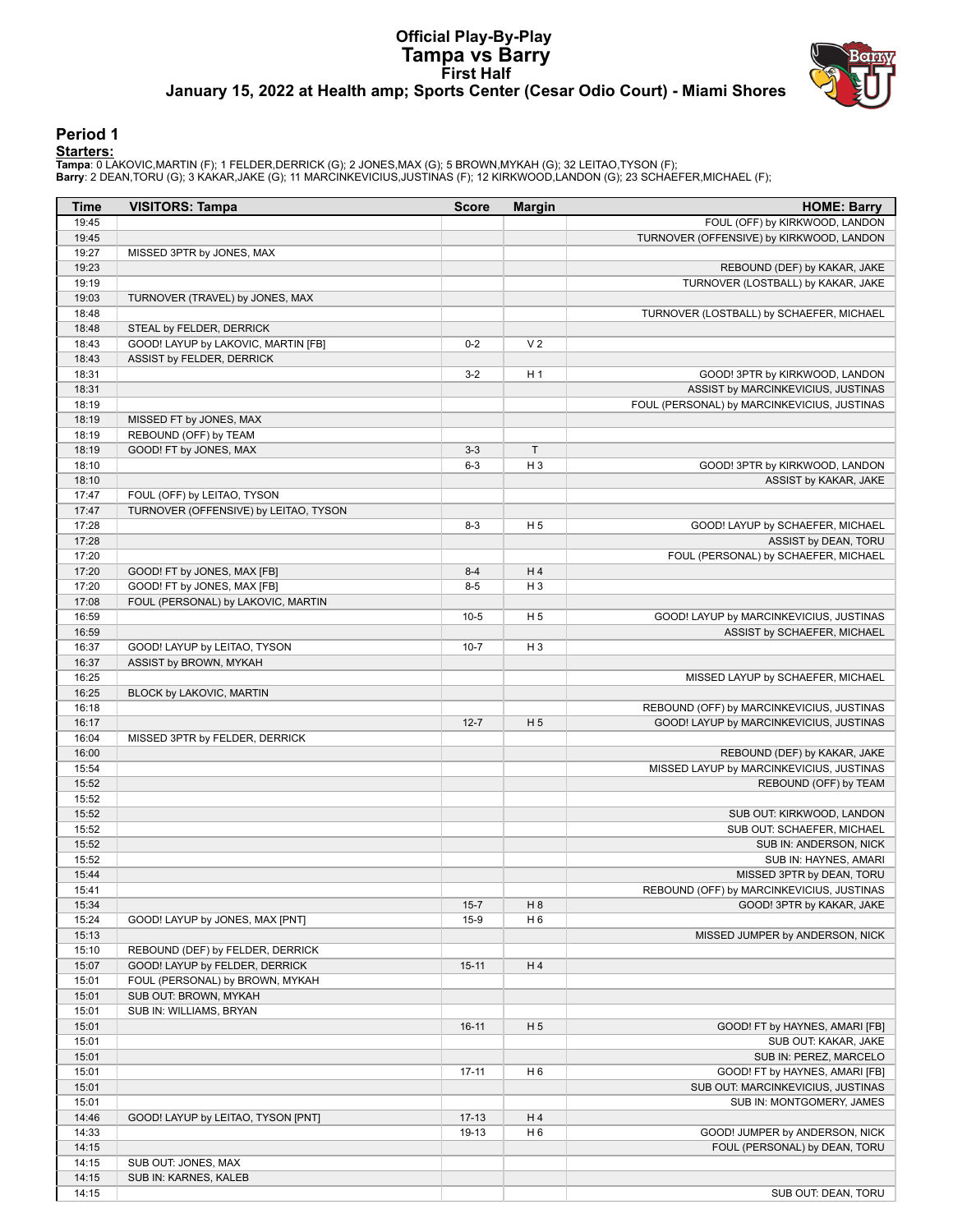# Official Play-By-Play
# Tampa vs Barry
## First Half
### January 15, 2022 at Health amp; Sports Center (Cesar Odio Court) - Miami Shores

## Period 1

**Starters:**

**Tampa**: 0 LAKOVIC,MARTIN (F); 1 FELDER,DERRICK (G); 2 JONES,MAX (G); 5 BROWN,MYKAH (G); 32 LEITAO,TYSON (F);
**Barry**: 2 DEAN,TORU (G); 3 KAKAR,JAKE (G); 11 MARCINKEVICIUS,JUSTINAS (F); 12 KIRKWOOD,LANDON (G); 23 SCHAEFER,MICHAEL (F);

| Time | VISITORS: Tampa | Score | Margin | HOME: Barry |
|---|---|---|---|---|
| 19:45 | | | | FOUL (OFF) by KIRKWOOD, LANDON |
| 19:45 | | | | TURNOVER (OFFENSIVE) by KIRKWOOD, LANDON |
| 19:27 | MISSED 3PTR by JONES, MAX | | | |
| 19:23 | | | | REBOUND (DEF) by KAKAR, JAKE |
| 19:19 | | | | TURNOVER (LOSTBALL) by KAKAR, JAKE |
| 19:03 | TURNOVER (TRAVEL) by JONES, MAX | | | |
| 18:48 | | | | TURNOVER (LOSTBALL) by SCHAEFER, MICHAEL |
| 18:48 | STEAL by FELDER, DERRICK | | | |
| 18:43 | GOOD! LAYUP by LAKOVIC, MARTIN [FB] | 0-2 | V 2 | |
| 18:43 | ASSIST by FELDER, DERRICK | | | |
| 18:31 | | 3-2 | H 1 | GOOD! 3PTR by KIRKWOOD, LANDON |
| 18:31 | | | | ASSIST by MARCINKEVICIUS, JUSTINAS |
| 18:19 | | | | FOUL (PERSONAL) by MARCINKEVICIUS, JUSTINAS |
| 18:19 | MISSED FT by JONES, MAX | | | |
| 18:19 | REBOUND (OFF) by TEAM | | | |
| 18:19 | GOOD! FT by JONES, MAX | 3-3 | T | |
| 18:10 | | 6-3 | H 3 | GOOD! 3PTR by KIRKWOOD, LANDON |
| 18:10 | | | | ASSIST by KAKAR, JAKE |
| 17:47 | FOUL (OFF) by LEITAO, TYSON | | | |
| 17:47 | TURNOVER (OFFENSIVE) by LEITAO, TYSON | | | |
| 17:28 | | 8-3 | H 5 | GOOD! LAYUP by SCHAEFER, MICHAEL |
| 17:28 | | | | ASSIST by DEAN, TORU |
| 17:20 | | | | FOUL (PERSONAL) by SCHAEFER, MICHAEL |
| 17:20 | GOOD! FT by JONES, MAX [FB] | 8-4 | H 4 | |
| 17:20 | GOOD! FT by JONES, MAX [FB] | 8-5 | H 3 | |
| 17:08 | FOUL (PERSONAL) by LAKOVIC, MARTIN | | | |
| 16:59 | | 10-5 | H 5 | GOOD! LAYUP by MARCINKEVICIUS, JUSTINAS |
| 16:59 | | | | ASSIST by SCHAEFER, MICHAEL |
| 16:37 | GOOD! LAYUP by LEITAO, TYSON | 10-7 | H 3 | |
| 16:37 | ASSIST by BROWN, MYKAH | | | |
| 16:25 | | | | MISSED LAYUP by SCHAEFER, MICHAEL |
| 16:25 | BLOCK by LAKOVIC, MARTIN | | | |
| 16:18 | | | | REBOUND (OFF) by MARCINKEVICIUS, JUSTINAS |
| 16:17 | | 12-7 | H 5 | GOOD! LAYUP by MARCINKEVICIUS, JUSTINAS |
| 16:04 | MISSED 3PTR by FELDER, DERRICK | | | |
| 16:00 | | | | REBOUND (DEF) by KAKAR, JAKE |
| 15:54 | | | | MISSED LAYUP by MARCINKEVICIUS, JUSTINAS |
| 15:52 | | | | REBOUND (OFF) by TEAM |
| 15:52 | | | | |
| 15:52 | | | | SUB OUT: KIRKWOOD, LANDON |
| 15:52 | | | | SUB OUT: SCHAEFER, MICHAEL |
| 15:52 | | | | SUB IN: ANDERSON, NICK |
| 15:52 | | | | SUB IN: HAYNES, AMARI |
| 15:44 | | | | MISSED 3PTR by DEAN, TORU |
| 15:41 | | | | REBOUND (OFF) by MARCINKEVICIUS, JUSTINAS |
| 15:34 | | 15-7 | H 8 | GOOD! 3PTR by KAKAR, JAKE |
| 15:24 | GOOD! LAYUP by JONES, MAX [PNT] | 15-9 | H 6 | |
| 15:13 | | | | MISSED JUMPER by ANDERSON, NICK |
| 15:10 | REBOUND (DEF) by FELDER, DERRICK | | | |
| 15:07 | GOOD! LAYUP by FELDER, DERRICK | 15-11 | H 4 | |
| 15:01 | FOUL (PERSONAL) by BROWN, MYKAH | | | |
| 15:01 | SUB OUT: BROWN, MYKAH | | | |
| 15:01 | SUB IN: WILLIAMS, BRYAN | | | |
| 15:01 | | 16-11 | H 5 | GOOD! FT by HAYNES, AMARI [FB] |
| 15:01 | | | | SUB OUT: KAKAR, JAKE |
| 15:01 | | | | SUB IN: PEREZ, MARCELO |
| 15:01 | | 17-11 | H 6 | GOOD! FT by HAYNES, AMARI [FB] |
| 15:01 | | | | SUB OUT: MARCINKEVICIUS, JUSTINAS |
| 15:01 | | | | SUB IN: MONTGOMERY, JAMES |
| 14:46 | GOOD! LAYUP by LEITAO, TYSON [PNT] | 17-13 | H 4 | |
| 14:33 | | 19-13 | H 6 | GOOD! JUMPER by ANDERSON, NICK |
| 14:15 | | | | FOUL (PERSONAL) by DEAN, TORU |
| 14:15 | SUB OUT: JONES, MAX | | | |
| 14:15 | SUB IN: KARNES, KALEB | | | |
| 14:15 | | | | SUB OUT: DEAN, TORU |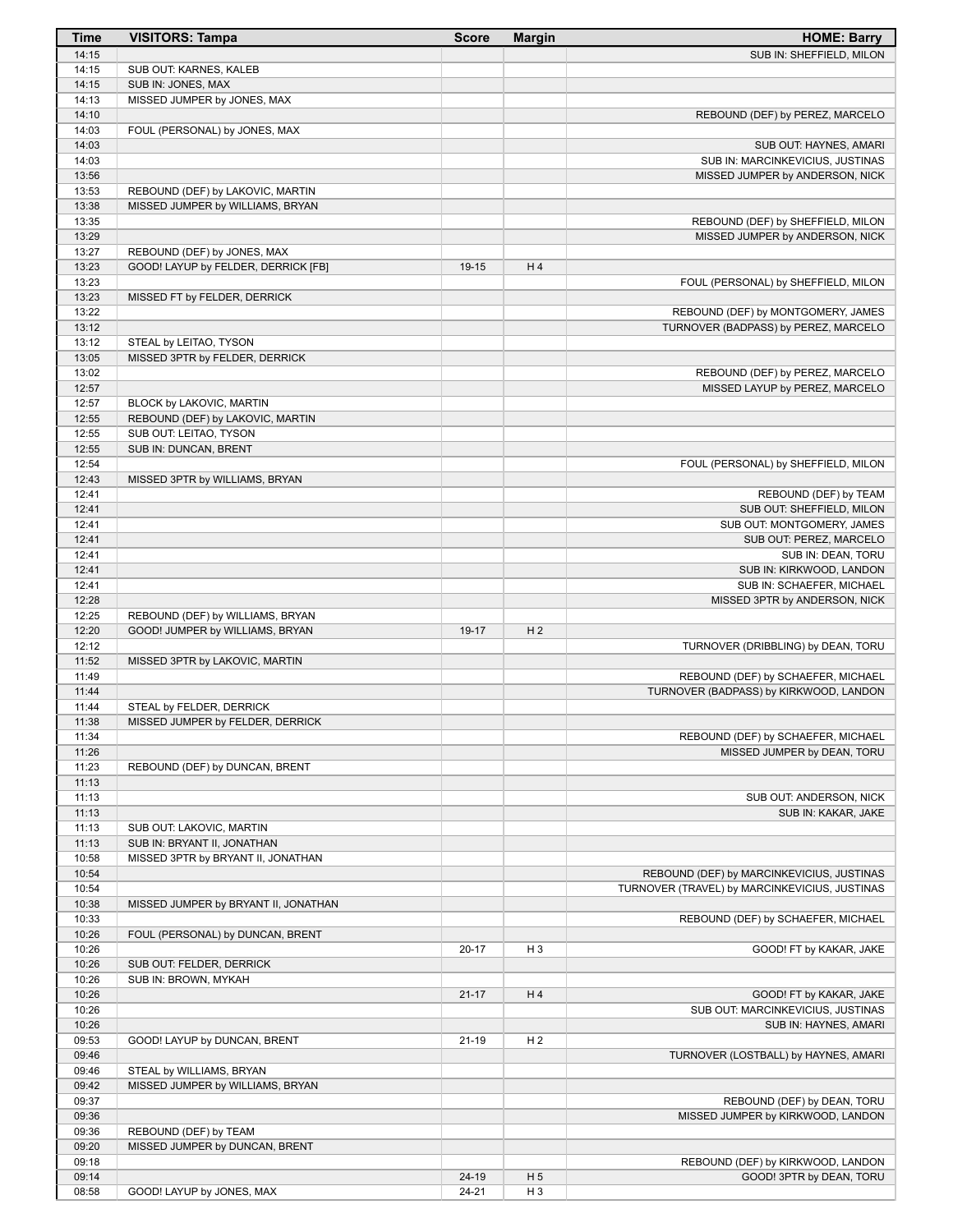| Time | VISITORS: Tampa | Score | Margin | HOME: Barry |
|---|---|---|---|---|
| 14:15 | | | | SUB IN: SHEFFIELD, MILON |
| 14:15 | SUB OUT: KARNES, KALEB | | | |
| 14:15 | SUB IN: JONES, MAX | | | |
| 14:13 | MISSED JUMPER by JONES, MAX | | | |
| 14:10 | | | | REBOUND (DEF) by PEREZ, MARCELO |
| 14:03 | FOUL (PERSONAL) by JONES, MAX | | | |
| 14:03 | | | | SUB OUT: HAYNES, AMARI |
| 14:03 | | | | SUB IN: MARCINKEVICIUS, JUSTINAS |
| 13:56 | | | | MISSED JUMPER by ANDERSON, NICK |
| 13:53 | REBOUND (DEF) by LAKOVIC, MARTIN | | | |
| 13:38 | MISSED JUMPER by WILLIAMS, BRYAN | | | |
| 13:35 | | | | REBOUND (DEF) by SHEFFIELD, MILON |
| 13:29 | | | | MISSED JUMPER by ANDERSON, NICK |
| 13:27 | REBOUND (DEF) by JONES, MAX | | | |
| 13:23 | GOOD! LAYUP by FELDER, DERRICK [FB] | 19-15 | H 4 | |
| 13:23 | | | | FOUL (PERSONAL) by SHEFFIELD, MILON |
| 13:23 | MISSED FT by FELDER, DERRICK | | | |
| 13:22 | | | | REBOUND (DEF) by MONTGOMERY, JAMES |
| 13:12 | | | | TURNOVER (BADPASS) by PEREZ, MARCELO |
| 13:12 | STEAL by LEITAO, TYSON | | | |
| 13:05 | MISSED 3PTR by FELDER, DERRICK | | | |
| 13:02 | | | | REBOUND (DEF) by PEREZ, MARCELO |
| 12:57 | | | | MISSED LAYUP by PEREZ, MARCELO |
| 12:57 | BLOCK by LAKOVIC, MARTIN | | | |
| 12:55 | REBOUND (DEF) by LAKOVIC, MARTIN | | | |
| 12:55 | SUB OUT: LEITAO, TYSON | | | |
| 12:55 | SUB IN: DUNCAN, BRENT | | | |
| 12:54 | | | | FOUL (PERSONAL) by SHEFFIELD, MILON |
| 12:43 | MISSED 3PTR by WILLIAMS, BRYAN | | | |
| 12:41 | | | | REBOUND (DEF) by TEAM |
| 12:41 | | | | SUB OUT: SHEFFIELD, MILON |
| 12:41 | | | | SUB OUT: MONTGOMERY, JAMES |
| 12:41 | | | | SUB OUT: PEREZ, MARCELO |
| 12:41 | | | | SUB IN: DEAN, TORU |
| 12:41 | | | | SUB IN: KIRKWOOD, LANDON |
| 12:41 | | | | SUB IN: SCHAEFER, MICHAEL |
| 12:28 | | | | MISSED 3PTR by ANDERSON, NICK |
| 12:25 | REBOUND (DEF) by WILLIAMS, BRYAN | | | |
| 12:20 | GOOD! JUMPER by WILLIAMS, BRYAN | 19-17 | H 2 | |
| 12:12 | | | | TURNOVER (DRIBBLING) by DEAN, TORU |
| 11:52 | MISSED 3PTR by LAKOVIC, MARTIN | | | |
| 11:49 | | | | REBOUND (DEF) by SCHAEFER, MICHAEL |
| 11:44 | | | | TURNOVER (BADPASS) by KIRKWOOD, LANDON |
| 11:44 | STEAL by FELDER, DERRICK | | | |
| 11:38 | MISSED JUMPER by FELDER, DERRICK | | | |
| 11:34 | | | | REBOUND (DEF) by SCHAEFER, MICHAEL |
| 11:26 | | | | MISSED JUMPER by DEAN, TORU |
| 11:23 | REBOUND (DEF) by DUNCAN, BRENT | | | |
| 11:13 | | | | |
| 11:13 | | | | SUB OUT: ANDERSON, NICK |
| 11:13 | | | | SUB IN: KAKAR, JAKE |
| 11:13 | SUB OUT: LAKOVIC, MARTIN | | | |
| 11:13 | SUB IN: BRYANT II, JONATHAN | | | |
| 10:58 | MISSED 3PTR by BRYANT II, JONATHAN | | | |
| 10:54 | | | | REBOUND (DEF) by MARCINKEVICIUS, JUSTINAS |
| 10:54 | | | | TURNOVER (TRAVEL) by MARCINKEVICIUS, JUSTINAS |
| 10:38 | MISSED JUMPER by BRYANT II, JONATHAN | | | |
| 10:33 | | | | REBOUND (DEF) by SCHAEFER, MICHAEL |
| 10:26 | FOUL (PERSONAL) by DUNCAN, BRENT | | | |
| 10:26 | | 20-17 | H 3 | GOOD! FT by KAKAR, JAKE |
| 10:26 | SUB OUT: FELDER, DERRICK | | | |
| 10:26 | SUB IN: BROWN, MYKAH | | | |
| 10:26 | | 21-17 | H 4 | GOOD! FT by KAKAR, JAKE |
| 10:26 | | | | SUB OUT: MARCINKEVICIUS, JUSTINAS |
| 10:26 | | | | SUB IN: HAYNES, AMARI |
| 09:53 | GOOD! LAYUP by DUNCAN, BRENT | 21-19 | H 2 | |
| 09:46 | | | | TURNOVER (LOSTBALL) by HAYNES, AMARI |
| 09:46 | STEAL by WILLIAMS, BRYAN | | | |
| 09:42 | MISSED JUMPER by WILLIAMS, BRYAN | | | |
| 09:37 | | | | REBOUND (DEF) by DEAN, TORU |
| 09:36 | | | | MISSED JUMPER by KIRKWOOD, LANDON |
| 09:36 | REBOUND (DEF) by TEAM | | | |
| 09:20 | MISSED JUMPER by DUNCAN, BRENT | | | |
| 09:18 | | | | REBOUND (DEF) by KIRKWOOD, LANDON |
| 09:14 | | 24-19 | H 5 | GOOD! 3PTR by DEAN, TORU |
| 08:58 | GOOD! LAYUP by JONES, MAX | 24-21 | H 3 | |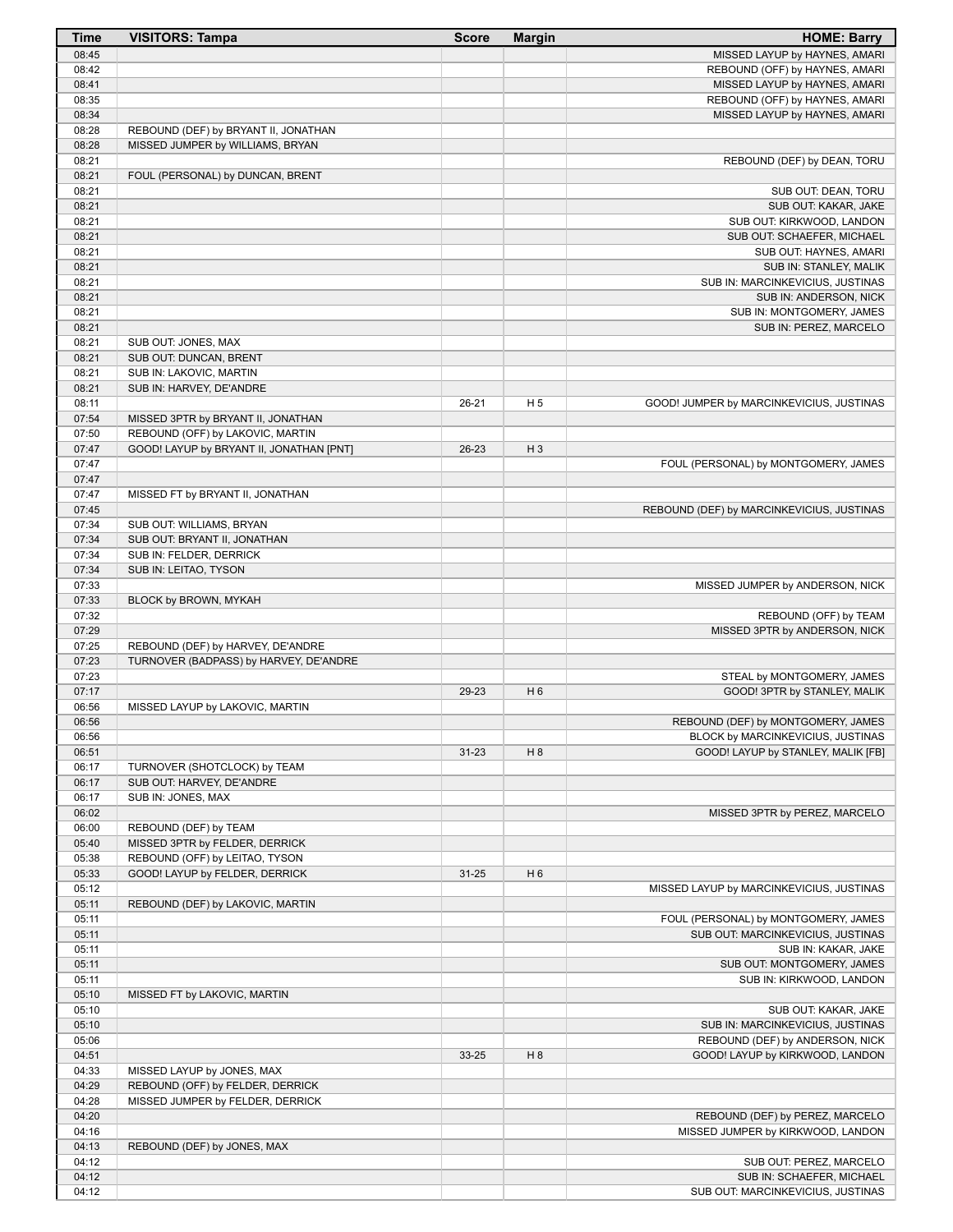| Time | VISITORS: Tampa | Score | Margin | HOME: Barry |
|---|---|---|---|---|
| 08:45 | | | | MISSED LAYUP by HAYNES, AMARI |
| 08:42 | | | | REBOUND (OFF) by HAYNES, AMARI |
| 08:41 | | | | MISSED LAYUP by HAYNES, AMARI |
| 08:35 | | | | REBOUND (OFF) by HAYNES, AMARI |
| 08:34 | | | | MISSED LAYUP by HAYNES, AMARI |
| 08:28 | REBOUND (DEF) by BRYANT II, JONATHAN | | | |
| 08:28 | MISSED JUMPER by WILLIAMS, BRYAN | | | |
| 08:21 | | | | REBOUND (DEF) by DEAN, TORU |
| 08:21 | FOUL (PERSONAL) by DUNCAN, BRENT | | | |
| 08:21 | | | | SUB OUT: DEAN, TORU |
| 08:21 | | | | SUB OUT: KAKAR, JAKE |
| 08:21 | | | | SUB OUT: KIRKWOOD, LANDON |
| 08:21 | | | | SUB OUT: SCHAEFER, MICHAEL |
| 08:21 | | | | SUB OUT: HAYNES, AMARI |
| 08:21 | | | | SUB IN: STANLEY, MALIK |
| 08:21 | | | | SUB IN: MARCINKEVICIUS, JUSTINAS |
| 08:21 | | | | SUB IN: ANDERSON, NICK |
| 08:21 | | | | SUB IN: MONTGOMERY, JAMES |
| 08:21 | | | | SUB IN: PEREZ, MARCELO |
| 08:21 | SUB OUT: JONES, MAX | | | |
| 08:21 | SUB OUT: DUNCAN, BRENT | | | |
| 08:21 | SUB IN: LAKOVIC, MARTIN | | | |
| 08:21 | SUB IN: HARVEY, DE'ANDRE | | | |
| 08:11 | | 26-21 | H 5 | GOOD! JUMPER by MARCINKEVICIUS, JUSTINAS |
| 07:54 | MISSED 3PTR by BRYANT II, JONATHAN | | | |
| 07:50 | REBOUND (OFF) by LAKOVIC, MARTIN | | | |
| 07:47 | GOOD! LAYUP by BRYANT II, JONATHAN [PNT] | 26-23 | H 3 | |
| 07:47 | | | | FOUL (PERSONAL) by MONTGOMERY, JAMES |
| 07:47 | | | | |
| 07:47 | MISSED FT by BRYANT II, JONATHAN | | | |
| 07:45 | | | | REBOUND (DEF) by MARCINKEVICIUS, JUSTINAS |
| 07:34 | SUB OUT: WILLIAMS, BRYAN | | | |
| 07:34 | SUB OUT: BRYANT II, JONATHAN | | | |
| 07:34 | SUB IN: FELDER, DERRICK | | | |
| 07:34 | SUB IN: LEITAO, TYSON | | | |
| 07:33 | | | | MISSED JUMPER by ANDERSON, NICK |
| 07:33 | BLOCK by BROWN, MYKAH | | | |
| 07:32 | | | | REBOUND (OFF) by TEAM |
| 07:29 | | | | MISSED 3PTR by ANDERSON, NICK |
| 07:25 | REBOUND (DEF) by HARVEY, DE'ANDRE | | | |
| 07:23 | TURNOVER (BADPASS) by HARVEY, DE'ANDRE | | | |
| 07:23 | | | | STEAL by MONTGOMERY, JAMES |
| 07:17 | | 29-23 | H 6 | GOOD! 3PTR by STANLEY, MALIK |
| 06:56 | MISSED LAYUP by LAKOVIC, MARTIN | | | |
| 06:56 | | | | REBOUND (DEF) by MONTGOMERY, JAMES |
| 06:56 | | | | BLOCK by MARCINKEVICIUS, JUSTINAS |
| 06:51 | | 31-23 | H 8 | GOOD! LAYUP by STANLEY, MALIK [FB] |
| 06:17 | TURNOVER (SHOTCLOCK) by TEAM | | | |
| 06:17 | SUB OUT: HARVEY, DE'ANDRE | | | |
| 06:17 | SUB IN: JONES, MAX | | | |
| 06:02 | | | | MISSED 3PTR by PEREZ, MARCELO |
| 06:00 | REBOUND (DEF) by TEAM | | | |
| 05:40 | MISSED 3PTR by FELDER, DERRICK | | | |
| 05:38 | REBOUND (OFF) by LEITAO, TYSON | | | |
| 05:33 | GOOD! LAYUP by FELDER, DERRICK | 31-25 | H 6 | |
| 05:12 | | | | MISSED LAYUP by MARCINKEVICIUS, JUSTINAS |
| 05:11 | REBOUND (DEF) by LAKOVIC, MARTIN | | | |
| 05:11 | | | | FOUL (PERSONAL) by MONTGOMERY, JAMES |
| 05:11 | | | | SUB OUT: MARCINKEVICIUS, JUSTINAS |
| 05:11 | | | | SUB IN: KAKAR, JAKE |
| 05:11 | | | | SUB OUT: MONTGOMERY, JAMES |
| 05:11 | | | | SUB IN: KIRKWOOD, LANDON |
| 05:10 | MISSED FT by LAKOVIC, MARTIN | | | |
| 05:10 | | | | SUB OUT: KAKAR, JAKE |
| 05:10 | | | | SUB IN: MARCINKEVICIUS, JUSTINAS |
| 05:06 | | | | REBOUND (DEF) by ANDERSON, NICK |
| 04:51 | | 33-25 | H 8 | GOOD! LAYUP by KIRKWOOD, LANDON |
| 04:33 | MISSED LAYUP by JONES, MAX | | | |
| 04:29 | REBOUND (OFF) by FELDER, DERRICK | | | |
| 04:28 | MISSED JUMPER by FELDER, DERRICK | | | |
| 04:20 | | | | REBOUND (DEF) by PEREZ, MARCELO |
| 04:16 | | | | MISSED JUMPER by KIRKWOOD, LANDON |
| 04:13 | REBOUND (DEF) by JONES, MAX | | | |
| 04:12 | | | | SUB OUT: PEREZ, MARCELO |
| 04:12 | | | | SUB IN: SCHAEFER, MICHAEL |
| 04:12 | | | | SUB OUT: MARCINKEVICIUS, JUSTINAS |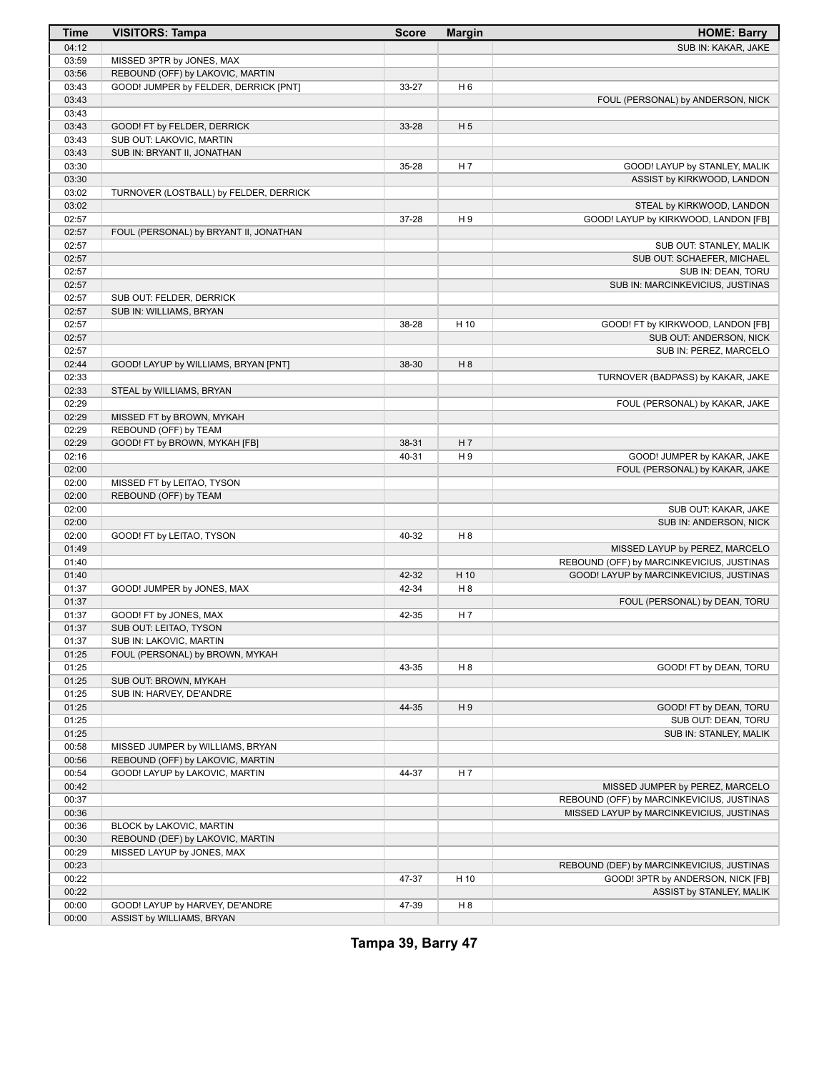| Time | VISITORS: Tampa | Score | Margin | HOME: Barry |
|---|---|---|---|---|
| 04:12 | | | | SUB IN: KAKAR, JAKE |
| 03:59 | MISSED 3PTR by JONES, MAX | | | |
| 03:56 | REBOUND (OFF) by LAKOVIC, MARTIN | | | |
| 03:43 | GOOD! JUMPER by FELDER, DERRICK [PNT] | 33-27 | H 6 | |
| 03:43 | | | | FOUL (PERSONAL) by ANDERSON, NICK |
| 03:43 | | | | |
| 03:43 | GOOD! FT by FELDER, DERRICK | 33-28 | H 5 | |
| 03:43 | SUB OUT: LAKOVIC, MARTIN | | | |
| 03:43 | SUB IN: BRYANT II, JONATHAN | | | |
| 03:30 | | 35-28 | H 7 | GOOD! LAYUP by STANLEY, MALIK |
| 03:30 | | | | ASSIST by KIRKWOOD, LANDON |
| 03:02 | TURNOVER (LOSTBALL) by FELDER, DERRICK | | | |
| 03:02 | | | | STEAL by KIRKWOOD, LANDON |
| 02:57 | | 37-28 | H 9 | GOOD! LAYUP by KIRKWOOD, LANDON [FB] |
| 02:57 | FOUL (PERSONAL) by BRYANT II, JONATHAN | | | |
| 02:57 | | | | SUB OUT: STANLEY, MALIK |
| 02:57 | | | | SUB OUT: SCHAEFER, MICHAEL |
| 02:57 | | | | SUB IN: DEAN, TORU |
| 02:57 | | | | SUB IN: MARCINKEVICIUS, JUSTINAS |
| 02:57 | SUB OUT: FELDER, DERRICK | | | |
| 02:57 | SUB IN: WILLIAMS, BRYAN | | | |
| 02:57 | | 38-28 | H 10 | GOOD! FT by KIRKWOOD, LANDON [FB] |
| 02:57 | | | | SUB OUT: ANDERSON, NICK |
| 02:57 | | | | SUB IN: PEREZ, MARCELO |
| 02:44 | GOOD! LAYUP by WILLIAMS, BRYAN [PNT] | 38-30 | H 8 | |
| 02:33 | | | | TURNOVER (BADPASS) by KAKAR, JAKE |
| 02:33 | STEAL by WILLIAMS, BRYAN | | | |
| 02:29 | | | | FOUL (PERSONAL) by KAKAR, JAKE |
| 02:29 | MISSED FT by BROWN, MYKAH | | | |
| 02:29 | REBOUND (OFF) by TEAM | | | |
| 02:29 | GOOD! FT by BROWN, MYKAH [FB] | 38-31 | H 7 | |
| 02:16 | | 40-31 | H 9 | GOOD! JUMPER by KAKAR, JAKE |
| 02:00 | | | | FOUL (PERSONAL) by KAKAR, JAKE |
| 02:00 | MISSED FT by LEITAO, TYSON | | | |
| 02:00 | REBOUND (OFF) by TEAM | | | |
| 02:00 | | | | SUB OUT: KAKAR, JAKE |
| 02:00 | | | | SUB IN: ANDERSON, NICK |
| 02:00 | GOOD! FT by LEITAO, TYSON | 40-32 | H 8 | |
| 01:49 | | | | MISSED LAYUP by PEREZ, MARCELO |
| 01:40 | | | | REBOUND (OFF) by MARCINKEVICIUS, JUSTINAS |
| 01:40 | | 42-32 | H 10 | GOOD! LAYUP by MARCINKEVICIUS, JUSTINAS |
| 01:37 | GOOD! JUMPER by JONES, MAX | 42-34 | H 8 | |
| 01:37 | | | | FOUL (PERSONAL) by DEAN, TORU |
| 01:37 | GOOD! FT by JONES, MAX | 42-35 | H 7 | |
| 01:37 | SUB OUT: LEITAO, TYSON | | | |
| 01:37 | SUB IN: LAKOVIC, MARTIN | | | |
| 01:25 | FOUL (PERSONAL) by BROWN, MYKAH | | | |
| 01:25 | | 43-35 | H 8 | GOOD! FT by DEAN, TORU |
| 01:25 | SUB OUT: BROWN, MYKAH | | | |
| 01:25 | SUB IN: HARVEY, DE'ANDRE | | | |
| 01:25 | | 44-35 | H 9 | GOOD! FT by DEAN, TORU |
| 01:25 | | | | SUB OUT: DEAN, TORU |
| 01:25 | | | | SUB IN: STANLEY, MALIK |
| 00:58 | MISSED JUMPER by WILLIAMS, BRYAN | | | |
| 00:56 | REBOUND (OFF) by LAKOVIC, MARTIN | | | |
| 00:54 | GOOD! LAYUP by LAKOVIC, MARTIN | 44-37 | H 7 | |
| 00:42 | | | | MISSED JUMPER by PEREZ, MARCELO |
| 00:37 | | | | REBOUND (OFF) by MARCINKEVICIUS, JUSTINAS |
| 00:36 | | | | MISSED LAYUP by MARCINKEVICIUS, JUSTINAS |
| 00:36 | BLOCK by LAKOVIC, MARTIN | | | |
| 00:30 | REBOUND (DEF) by LAKOVIC, MARTIN | | | |
| 00:29 | MISSED LAYUP by JONES, MAX | | | |
| 00:23 | | | | REBOUND (DEF) by MARCINKEVICIUS, JUSTINAS |
| 00:22 | | 47-37 | H 10 | GOOD! 3PTR by ANDERSON, NICK [FB] |
| 00:22 | | | | ASSIST by STANLEY, MALIK |
| 00:00 | GOOD! LAYUP by HARVEY, DE'ANDRE | 47-39 | H 8 | |
| 00:00 | ASSIST by WILLIAMS, BRYAN | | | |

**Tampa 39, Barry 47**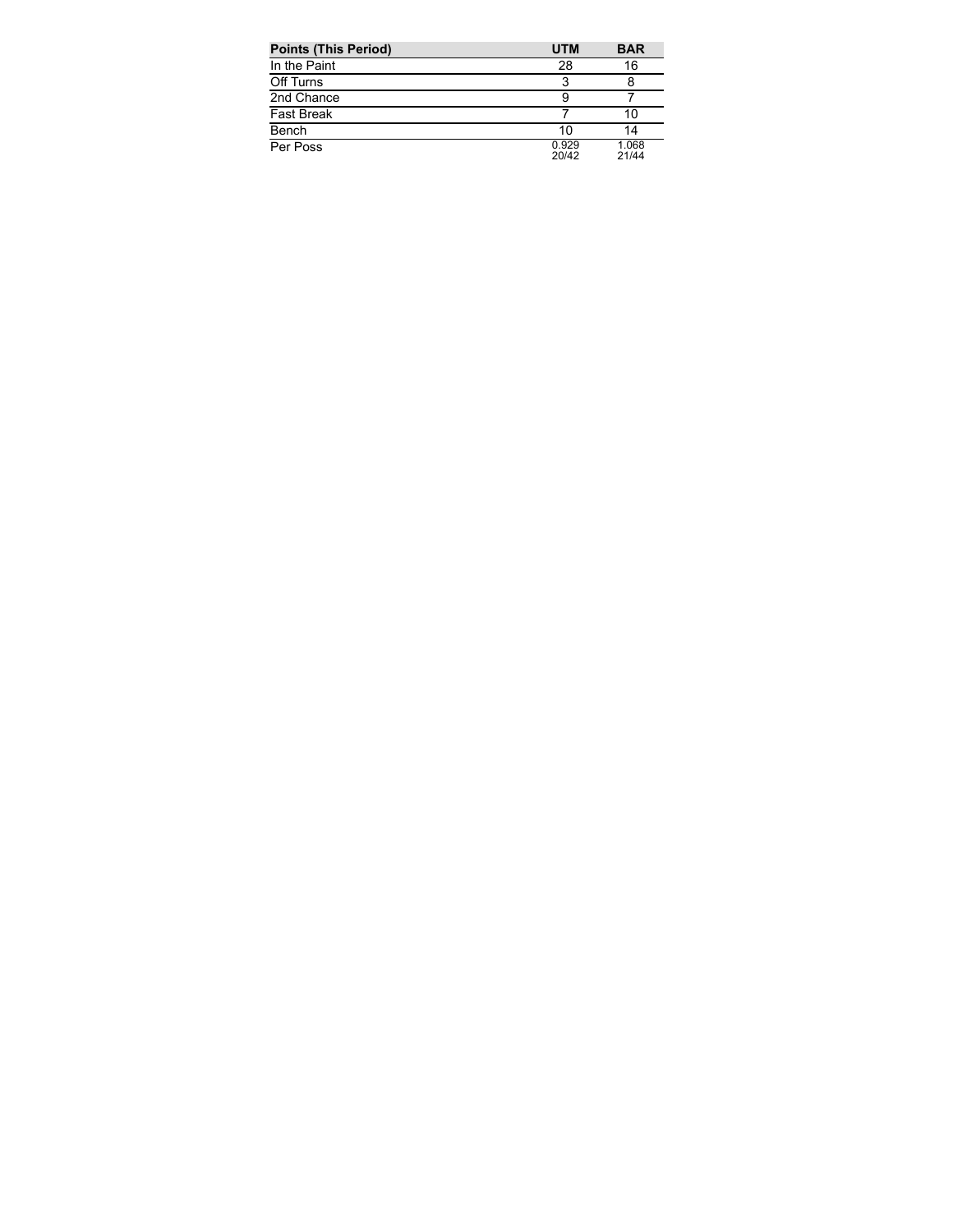| Points (This Period) | UTM | BAR |
| --- | --- | --- |
| In the Paint | 28 | 16 |
| Off Turns | 3 | 8 |
| 2nd Chance | 9 | 7 |
| Fast Break | 7 | 10 |
| Bench | 10 | 14 |
| Per Poss | 0.929 20/42 | 1.068 21/44 |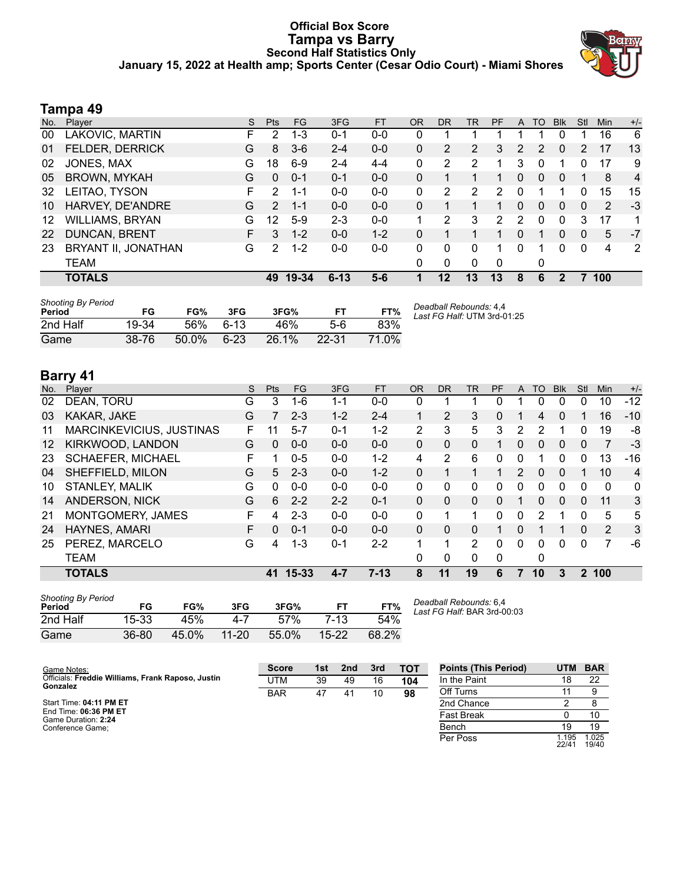# Official Box Score
# Tampa vs Barry
## Second Half Statistics Only
### January 15, 2022 at Health amp; Sports Center (Cesar Odio Court) - Miami Shores

## Tampa 49

| No. | Player | S | Pts | FG | 3FG | FT | OR | DR | TR | PF | A | TO | Blk | Stl | Min | +/- |
|---|---|---|---|---|---|---|---|---|---|---|---|---|---|---|---|---|
| 00 | LAKOVIC, MARTIN | F | 2 | 1-3 | 0-1 | 0-0 | 0 | 1 | 1 | 1 | 1 | 1 | 0 | 1 | 16 | 6 |
| 01 | FELDER, DERRICK | G | 8 | 3-6 | 2-4 | 0-0 | 0 | 2 | 2 | 3 | 2 | 2 | 0 | 2 | 17 | 13 |
| 02 | JONES, MAX | G | 18 | 6-9 | 2-4 | 4-4 | 0 | 2 | 2 | 1 | 3 | 0 | 1 | 0 | 17 | 9 |
| 05 | BROWN, MYKAH | G | 0 | 0-1 | 0-1 | 0-0 | 0 | 1 | 1 | 1 | 0 | 0 | 0 | 1 | 8 | 4 |
| 32 | LEITAO, TYSON | F | 2 | 1-1 | 0-0 | 0-0 | 0 | 2 | 2 | 2 | 0 | 1 | 1 | 0 | 15 | 15 |
| 10 | HARVEY, DE'ANDRE | G | 2 | 1-1 | 0-0 | 0-0 | 0 | 1 | 1 | 1 | 0 | 0 | 0 | 0 | 2 | -3 |
| 12 | WILLIAMS, BRYAN | G | 12 | 5-9 | 2-3 | 0-0 | 1 | 2 | 3 | 2 | 2 | 0 | 0 | 3 | 17 | 1 |
| 22 | DUNCAN, BRENT | F | 3 | 1-2 | 0-0 | 1-2 | 0 | 1 | 1 | 1 | 0 | 1 | 0 | 0 | 5 | -7 |
| 23 | BRYANT II, JONATHAN | G | 2 | 1-2 | 0-0 | 0-0 | 0 | 0 | 0 | 1 | 0 | 1 | 0 | 0 | 4 | 2 |
| | TEAM | | | | | | 0 | 0 | 0 | 0 | | 0 | | | | |
| | **TOTALS** | | **49** | **19-34** | **6-13** | **5-6** | **1** | **12** | **13** | **13** | **8** | **6** | **2** | **7** | **100** | |

*Shooting By Period*

| Period | FG | FG% | 3FG | 3FG% | FT | FT% |
|---|---|---|---|---|---|---|
| 2nd Half | 19-34 | 56% | 6-13 | 46% | 5-6 | 83% |
| Game | 38-76 | 50.0% | 6-23 | 26.1% | 22-31 | 71.0% |

*Deadball Rebounds:* 4,4
*Last FG Half:* UTM 3rd-01:25

## Barry 41

| No. | Player | S | Pts | FG | 3FG | FT | OR | DR | TR | PF | A | TO | Blk | Stl | Min | +/- |
|---|---|---|---|---|---|---|---|---|---|---|---|---|---|---|---|---|
| 02 | DEAN, TORU | G | 3 | 1-6 | 1-1 | 0-0 | 0 | 1 | 1 | 0 | 1 | 0 | 0 | 0 | 10 | -12 |
| 03 | KAKAR, JAKE | G | 7 | 2-3 | 1-2 | 2-4 | 1 | 2 | 3 | 0 | 1 | 4 | 0 | 1 | 16 | -10 |
| 11 | MARCINKEVICIUS, JUSTINAS | F | 11 | 5-7 | 0-1 | 1-2 | 2 | 3 | 5 | 3 | 2 | 2 | 1 | 0 | 19 | -8 |
| 12 | KIRKWOOD, LANDON | G | 0 | 0-0 | 0-0 | 0-0 | 0 | 0 | 0 | 1 | 0 | 0 | 0 | 0 | 7 | -3 |
| 23 | SCHAEFER, MICHAEL | F | 1 | 0-5 | 0-0 | 1-2 | 4 | 2 | 6 | 0 | 0 | 1 | 0 | 0 | 13 | -16 |
| 04 | SHEFFIELD, MILON | G | 5 | 2-3 | 0-0 | 1-2 | 0 | 1 | 1 | 1 | 2 | 0 | 0 | 1 | 10 | 4 |
| 10 | STANLEY, MALIK | G | 0 | 0-0 | 0-0 | 0-0 | 0 | 0 | 0 | 0 | 0 | 0 | 0 | 0 | 0 | 0 |
| 14 | ANDERSON, NICK | G | 6 | 2-2 | 2-2 | 0-1 | 0 | 0 | 0 | 0 | 1 | 0 | 0 | 0 | 11 | 3 |
| 21 | MONTGOMERY, JAMES | F | 4 | 2-3 | 0-0 | 0-0 | 0 | 1 | 1 | 0 | 0 | 2 | 1 | 0 | 5 | 5 |
| 24 | HAYNES, AMARI | F | 0 | 0-1 | 0-0 | 0-0 | 0 | 0 | 0 | 1 | 0 | 1 | 1 | 0 | 2 | 3 |
| 25 | PEREZ, MARCELO | G | 4 | 1-3 | 0-1 | 2-2 | 1 | 1 | 2 | 0 | 0 | 0 | 0 | 0 | 7 | -6 |
| | TEAM | | | | | | 0 | 0 | 0 | 0 | | 0 | | | | |
| | **TOTALS** | | **41** | **15-33** | **4-7** | **7-13** | **8** | **11** | **19** | **6** | **7** | **10** | **3** | **2** | **100** | |

*Shooting By Period*

| Period | FG | FG% | 3FG | 3FG% | FT | FT% |
|---|---|---|---|---|---|---|
| 2nd Half | 15-33 | 45% | 4-7 | 57% | 7-13 | 54% |
| Game | 36-80 | 45.0% | 11-20 | 55.0% | 15-22 | 68.2% |

*Deadball Rebounds:* 6,4
*Last FG Half:* BAR 3rd-00:03

Game Notes:
Officials: **Freddie Williams, Frank Raposo, Justin Gonzalez**

Start Time: **04:11 PM ET**
End Time: **06:36 PM ET**
Game Duration: **2:24**
Conference Game;

| Score | 1st | 2nd | 3rd | TOT |
|---|---|---|---|---|
| UTM | 39 | 49 | 16 | **104** |
| BAR | 47 | 41 | 10 | **98** |

| Points (This Period) | UTM | BAR |
|---|---|---|
| In the Paint | 18 | 22 |
| Off Turns | 11 | 9 |
| 2nd Chance | 2 | 8 |
| Fast Break | 0 | 10 |
| Bench | 19 | 19 |
| Per Poss | 1.195 22/41 | 1.025 19/40 |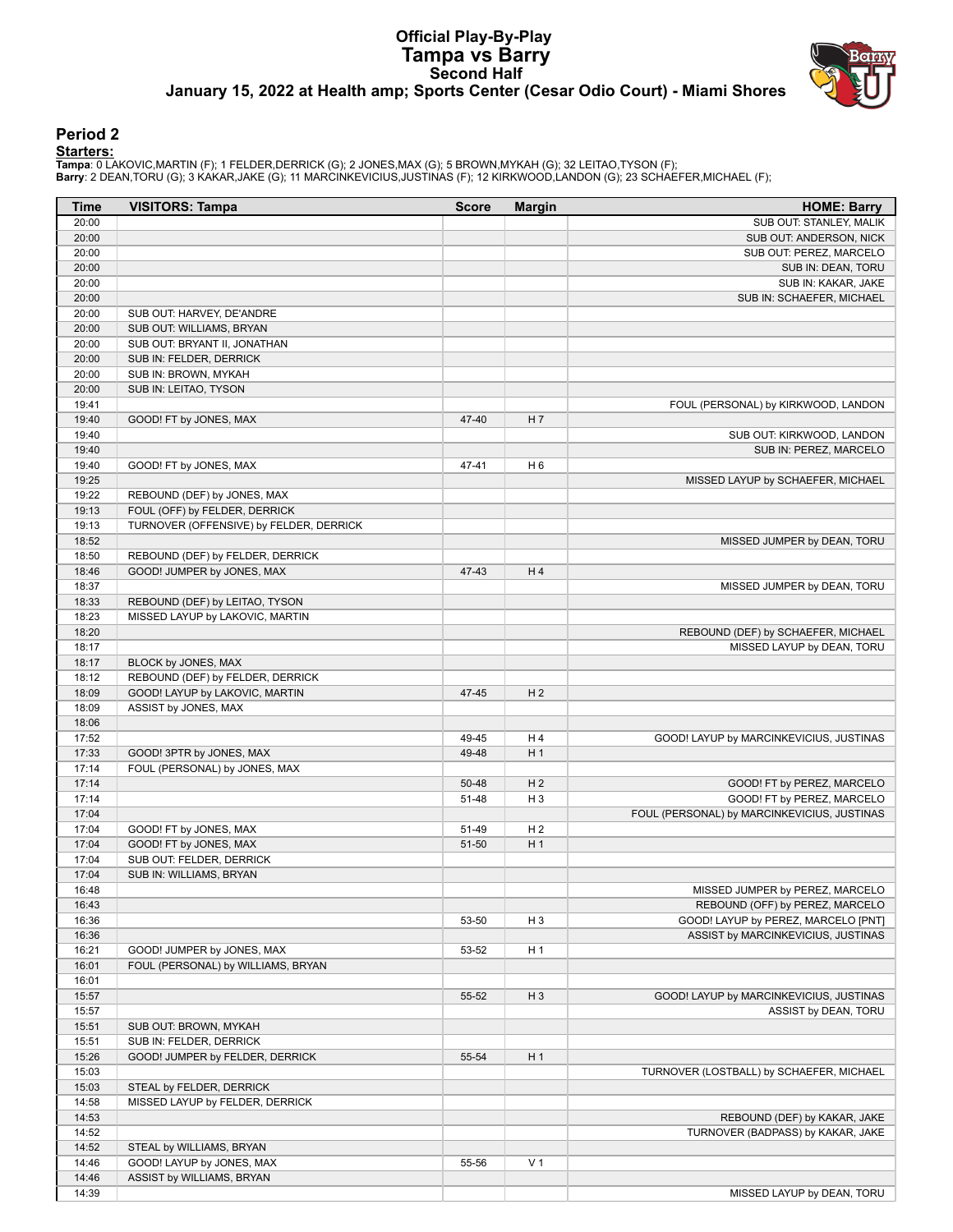# Official Play-By-Play
# Tampa vs Barry
## Second Half
### January 15, 2022 at Health amp; Sports Center (Cesar Odio Court) - Miami Shores

## Period 2

**Starters:**

**Tampa**: 0 LAKOVIC,MARTIN (F); 1 FELDER,DERRICK (G); 2 JONES,MAX (G); 5 BROWN,MYKAH (G); 32 LEITAO,TYSON (F);
**Barry**: 2 DEAN,TORU (G); 3 KAKAR,JAKE (G); 11 MARCINKEVICIUS,JUSTINAS (F); 12 KIRKWOOD,LANDON (G); 23 SCHAEFER,MICHAEL (F);

| Time | VISITORS: Tampa | Score | Margin | HOME: Barry |
|---|---|---|---|---|
| 20:00 | | | | SUB OUT: STANLEY, MALIK |
| 20:00 | | | | SUB OUT: ANDERSON, NICK |
| 20:00 | | | | SUB OUT: PEREZ, MARCELO |
| 20:00 | | | | SUB IN: DEAN, TORU |
| 20:00 | | | | SUB IN: KAKAR, JAKE |
| 20:00 | | | | SUB IN: SCHAEFER, MICHAEL |
| 20:00 | SUB OUT: HARVEY, DE'ANDRE | | | |
| 20:00 | SUB OUT: WILLIAMS, BRYAN | | | |
| 20:00 | SUB OUT: BRYANT II, JONATHAN | | | |
| 20:00 | SUB IN: FELDER, DERRICK | | | |
| 20:00 | SUB IN: BROWN, MYKAH | | | |
| 20:00 | SUB IN: LEITAO, TYSON | | | |
| 19:41 | | | | FOUL (PERSONAL) by KIRKWOOD, LANDON |
| 19:40 | GOOD! FT by JONES, MAX | 47-40 | H 7 | |
| 19:40 | | | | SUB OUT: KIRKWOOD, LANDON |
| 19:40 | | | | SUB IN: PEREZ, MARCELO |
| 19:40 | GOOD! FT by JONES, MAX | 47-41 | H 6 | |
| 19:25 | | | | MISSED LAYUP by SCHAEFER, MICHAEL |
| 19:22 | REBOUND (DEF) by JONES, MAX | | | |
| 19:13 | FOUL (OFF) by FELDER, DERRICK | | | |
| 19:13 | TURNOVER (OFFENSIVE) by FELDER, DERRICK | | | |
| 18:52 | | | | MISSED JUMPER by DEAN, TORU |
| 18:50 | REBOUND (DEF) by FELDER, DERRICK | | | |
| 18:46 | GOOD! JUMPER by JONES, MAX | 47-43 | H 4 | |
| 18:37 | | | | MISSED JUMPER by DEAN, TORU |
| 18:33 | REBOUND (DEF) by LEITAO, TYSON | | | |
| 18:23 | MISSED LAYUP by LAKOVIC, MARTIN | | | |
| 18:20 | | | | REBOUND (DEF) by SCHAEFER, MICHAEL |
| 18:17 | | | | MISSED LAYUP by DEAN, TORU |
| 18:17 | BLOCK by JONES, MAX | | | |
| 18:12 | REBOUND (DEF) by FELDER, DERRICK | | | |
| 18:09 | GOOD! LAYUP by LAKOVIC, MARTIN | 47-45 | H 2 | |
| 18:09 | ASSIST by JONES, MAX | | | |
| 18:06 | | | | |
| 17:52 | | 49-45 | H 4 | GOOD! LAYUP by MARCINKEVICIUS, JUSTINAS |
| 17:33 | GOOD! 3PTR by JONES, MAX | 49-48 | H 1 | |
| 17:14 | FOUL (PERSONAL) by JONES, MAX | | | |
| 17:14 | | 50-48 | H 2 | GOOD! FT by PEREZ, MARCELO |
| 17:14 | | 51-48 | H 3 | GOOD! FT by PEREZ, MARCELO |
| 17:04 | | | | FOUL (PERSONAL) by MARCINKEVICIUS, JUSTINAS |
| 17:04 | GOOD! FT by JONES, MAX | 51-49 | H 2 | |
| 17:04 | GOOD! FT by JONES, MAX | 51-50 | H 1 | |
| 17:04 | SUB OUT: FELDER, DERRICK | | | |
| 17:04 | SUB IN: WILLIAMS, BRYAN | | | |
| 16:48 | | | | MISSED JUMPER by PEREZ, MARCELO |
| 16:43 | | | | REBOUND (OFF) by PEREZ, MARCELO |
| 16:36 | | 53-50 | H 3 | GOOD! LAYUP by PEREZ, MARCELO [PNT] |
| 16:36 | | | | ASSIST by MARCINKEVICIUS, JUSTINAS |
| 16:21 | GOOD! JUMPER by JONES, MAX | 53-52 | H 1 | |
| 16:01 | FOUL (PERSONAL) by WILLIAMS, BRYAN | | | |
| 16:01 | | | | |
| 15:57 | | 55-52 | H 3 | GOOD! LAYUP by MARCINKEVICIUS, JUSTINAS |
| 15:57 | | | | ASSIST by DEAN, TORU |
| 15:51 | SUB OUT: BROWN, MYKAH | | | |
| 15:51 | SUB IN: FELDER, DERRICK | | | |
| 15:26 | GOOD! JUMPER by FELDER, DERRICK | 55-54 | H 1 | |
| 15:03 | | | | TURNOVER (LOSTBALL) by SCHAEFER, MICHAEL |
| 15:03 | STEAL by FELDER, DERRICK | | | |
| 14:58 | MISSED LAYUP by FELDER, DERRICK | | | |
| 14:53 | | | | REBOUND (DEF) by KAKAR, JAKE |
| 14:52 | | | | TURNOVER (BADPASS) by KAKAR, JAKE |
| 14:52 | STEAL by WILLIAMS, BRYAN | | | |
| 14:46 | GOOD! LAYUP by JONES, MAX | 55-56 | V 1 | |
| 14:46 | ASSIST by WILLIAMS, BRYAN | | | |
| 14:39 | | | | MISSED LAYUP by DEAN, TORU |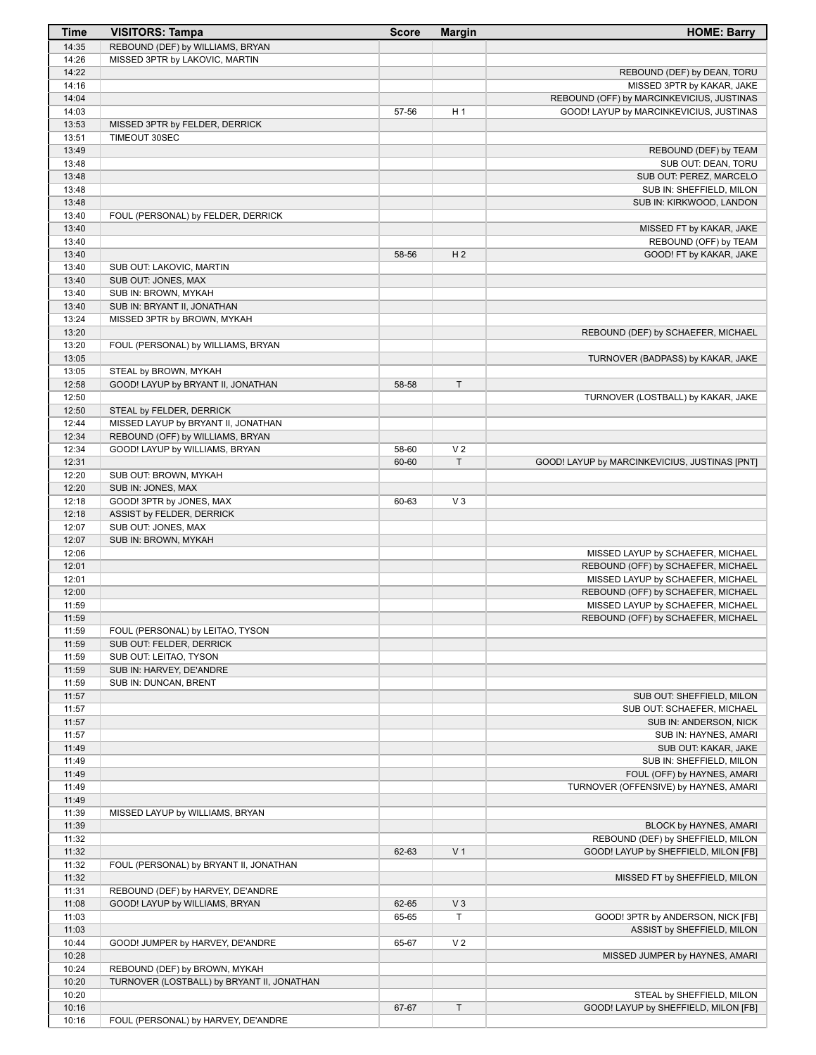| Time | VISITORS: Tampa | Score | Margin | HOME: Barry |
| --- | --- | --- | --- | --- |
| 14:35 | REBOUND (DEF) by WILLIAMS, BRYAN | | | |
| 14:26 | MISSED 3PTR by LAKOVIC, MARTIN | | | |
| 14:22 | | | | REBOUND (DEF) by DEAN, TORU |
| 14:16 | | | | MISSED 3PTR by KAKAR, JAKE |
| 14:04 | | | | REBOUND (OFF) by MARCINKEVICIUS, JUSTINAS |
| 14:03 | | 57-56 | H 1 | GOOD! LAYUP by MARCINKEVICIUS, JUSTINAS |
| 13:53 | MISSED 3PTR by FELDER, DERRICK | | | |
| 13:51 | TIMEOUT 30SEC | | | |
| 13:49 | | | | REBOUND (DEF) by TEAM |
| 13:48 | | | | SUB OUT: DEAN, TORU |
| 13:48 | | | | SUB OUT: PEREZ, MARCELO |
| 13:48 | | | | SUB IN: SHEFFIELD, MILON |
| 13:48 | | | | SUB IN: KIRKWOOD, LANDON |
| 13:40 | FOUL (PERSONAL) by FELDER, DERRICK | | | |
| 13:40 | | | | MISSED FT by KAKAR, JAKE |
| 13:40 | | | | REBOUND (OFF) by TEAM |
| 13:40 | | 58-56 | H 2 | GOOD! FT by KAKAR, JAKE |
| 13:40 | SUB OUT: LAKOVIC, MARTIN | | | |
| 13:40 | SUB OUT: JONES, MAX | | | |
| 13:40 | SUB IN: BROWN, MYKAH | | | |
| 13:40 | SUB IN: BRYANT II, JONATHAN | | | |
| 13:24 | MISSED 3PTR by BROWN, MYKAH | | | |
| 13:20 | | | | REBOUND (DEF) by SCHAEFER, MICHAEL |
| 13:20 | FOUL (PERSONAL) by WILLIAMS, BRYAN | | | |
| 13:05 | | | | TURNOVER (BADPASS) by KAKAR, JAKE |
| 13:05 | STEAL by BROWN, MYKAH | | | |
| 12:58 | GOOD! LAYUP by BRYANT II, JONATHAN | 58-58 | T | |
| 12:50 | | | | TURNOVER (LOSTBALL) by KAKAR, JAKE |
| 12:50 | STEAL by FELDER, DERRICK | | | |
| 12:44 | MISSED LAYUP by BRYANT II, JONATHAN | | | |
| 12:34 | REBOUND (OFF) by WILLIAMS, BRYAN | | | |
| 12:34 | GOOD! LAYUP by WILLIAMS, BRYAN | 58-60 | V 2 | |
| 12:31 | | 60-60 | T | GOOD! LAYUP by MARCINKEVICIUS, JUSTINAS [PNT] |
| 12:20 | SUB OUT: BROWN, MYKAH | | | |
| 12:20 | SUB IN: JONES, MAX | | | |
| 12:18 | GOOD! 3PTR by JONES, MAX | 60-63 | V 3 | |
| 12:18 | ASSIST by FELDER, DERRICK | | | |
| 12:07 | SUB OUT: JONES, MAX | | | |
| 12:07 | SUB IN: BROWN, MYKAH | | | |
| 12:06 | | | | MISSED LAYUP by SCHAEFER, MICHAEL |
| 12:01 | | | | REBOUND (OFF) by SCHAEFER, MICHAEL |
| 12:01 | | | | MISSED LAYUP by SCHAEFER, MICHAEL |
| 12:00 | | | | REBOUND (OFF) by SCHAEFER, MICHAEL |
| 11:59 | | | | MISSED LAYUP by SCHAEFER, MICHAEL |
| 11:59 | | | | REBOUND (OFF) by SCHAEFER, MICHAEL |
| 11:59 | FOUL (PERSONAL) by LEITAO, TYSON | | | |
| 11:59 | SUB OUT: FELDER, DERRICK | | | |
| 11:59 | SUB OUT: LEITAO, TYSON | | | |
| 11:59 | SUB IN: HARVEY, DE'ANDRE | | | |
| 11:59 | SUB IN: DUNCAN, BRENT | | | |
| 11:57 | | | | SUB OUT: SHEFFIELD, MILON |
| 11:57 | | | | SUB OUT: SCHAEFER, MICHAEL |
| 11:57 | | | | SUB IN: ANDERSON, NICK |
| 11:57 | | | | SUB IN: HAYNES, AMARI |
| 11:49 | | | | SUB OUT: KAKAR, JAKE |
| 11:49 | | | | SUB IN: SHEFFIELD, MILON |
| 11:49 | | | | FOUL (OFF) by HAYNES, AMARI |
| 11:49 | | | | TURNOVER (OFFENSIVE) by HAYNES, AMARI |
| 11:49 | | | | |
| 11:39 | MISSED LAYUP by WILLIAMS, BRYAN | | | |
| 11:39 | | | | BLOCK by HAYNES, AMARI |
| 11:32 | | | | REBOUND (DEF) by SHEFFIELD, MILON |
| 11:32 | | 62-63 | V 1 | GOOD! LAYUP by SHEFFIELD, MILON [FB] |
| 11:32 | FOUL (PERSONAL) by BRYANT II, JONATHAN | | | |
| 11:32 | | | | MISSED FT by SHEFFIELD, MILON |
| 11:31 | REBOUND (DEF) by HARVEY, DE'ANDRE | | | |
| 11:08 | GOOD! LAYUP by WILLIAMS, BRYAN | 62-65 | V 3 | |
| 11:03 | | 65-65 | T | GOOD! 3PTR by ANDERSON, NICK [FB] |
| 11:03 | | | | ASSIST by SHEFFIELD, MILON |
| 10:44 | GOOD! JUMPER by HARVEY, DE'ANDRE | 65-67 | V 2 | |
| 10:28 | | | | MISSED JUMPER by HAYNES, AMARI |
| 10:24 | REBOUND (DEF) by BROWN, MYKAH | | | |
| 10:20 | TURNOVER (LOSTBALL) by BRYANT II, JONATHAN | | | |
| 10:20 | | | | STEAL by SHEFFIELD, MILON |
| 10:16 | | 67-67 | T | GOOD! LAYUP by SHEFFIELD, MILON [FB] |
| 10:16 | FOUL (PERSONAL) by HARVEY, DE'ANDRE | | | |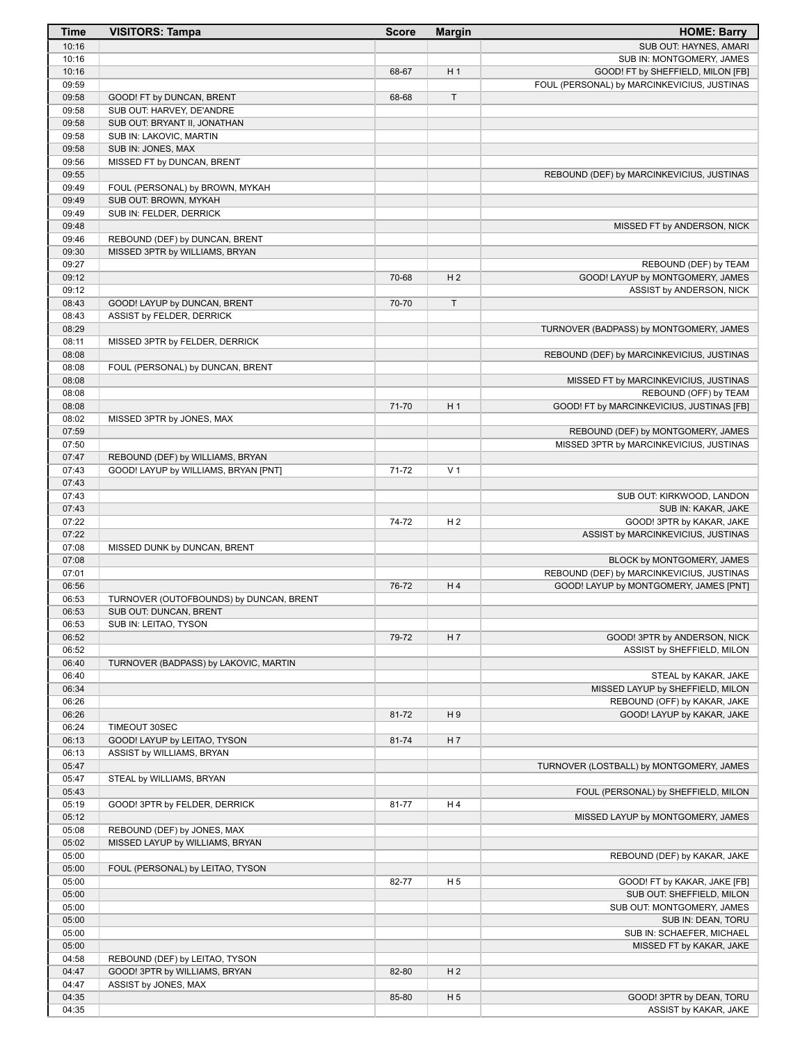| Time | VISITORS: Tampa | Score | Margin | HOME: Barry |
|---|---|---|---|---|
| 10:16 | | | | SUB OUT: HAYNES, AMARI |
| 10:16 | | | | SUB IN: MONTGOMERY, JAMES |
| 10:16 | | 68-67 | H 1 | GOOD! FT by SHEFFIELD, MILON [FB] |
| 09:59 | | | | FOUL (PERSONAL) by MARCINKEVICIUS, JUSTINAS |
| 09:58 | GOOD! FT by DUNCAN, BRENT | 68-68 | T | |
| 09:58 | SUB OUT: HARVEY, DE'ANDRE | | | |
| 09:58 | SUB OUT: BRYANT II, JONATHAN | | | |
| 09:58 | SUB IN: LAKOVIC, MARTIN | | | |
| 09:58 | SUB IN: JONES, MAX | | | |
| 09:56 | MISSED FT by DUNCAN, BRENT | | | |
| 09:55 | | | | REBOUND (DEF) by MARCINKEVICIUS, JUSTINAS |
| 09:49 | FOUL (PERSONAL) by BROWN, MYKAH | | | |
| 09:49 | SUB OUT: BROWN, MYKAH | | | |
| 09:49 | SUB IN: FELDER, DERRICK | | | |
| 09:48 | | | | MISSED FT by ANDERSON, NICK |
| 09:46 | REBOUND (DEF) by DUNCAN, BRENT | | | |
| 09:30 | MISSED 3PTR by WILLIAMS, BRYAN | | | |
| 09:27 | | | | REBOUND (DEF) by TEAM |
| 09:12 | | 70-68 | H 2 | GOOD! LAYUP by MONTGOMERY, JAMES |
| 09:12 | | | | ASSIST by ANDERSON, NICK |
| 08:43 | GOOD! LAYUP by DUNCAN, BRENT | 70-70 | T | |
| 08:43 | ASSIST by FELDER, DERRICK | | | |
| 08:29 | | | | TURNOVER (BADPASS) by MONTGOMERY, JAMES |
| 08:11 | MISSED 3PTR by FELDER, DERRICK | | | |
| 08:08 | | | | REBOUND (DEF) by MARCINKEVICIUS, JUSTINAS |
| 08:08 | FOUL (PERSONAL) by DUNCAN, BRENT | | | |
| 08:08 | | | | MISSED FT by MARCINKEVICIUS, JUSTINAS |
| 08:08 | | | | REBOUND (OFF) by TEAM |
| 08:08 | | 71-70 | H 1 | GOOD! FT by MARCINKEVICIUS, JUSTINAS [FB] |
| 08:02 | MISSED 3PTR by JONES, MAX | | | |
| 07:59 | | | | REBOUND (DEF) by MONTGOMERY, JAMES |
| 07:50 | | | | MISSED 3PTR by MARCINKEVICIUS, JUSTINAS |
| 07:47 | REBOUND (DEF) by WILLIAMS, BRYAN | | | |
| 07:43 | GOOD! LAYUP by WILLIAMS, BRYAN [PNT] | 71-72 | V 1 | |
| 07:43 | | | | |
| 07:43 | | | | SUB OUT: KIRKWOOD, LANDON |
| 07:43 | | | | SUB IN: KAKAR, JAKE |
| 07:22 | | 74-72 | H 2 | GOOD! 3PTR by KAKAR, JAKE |
| 07:22 | | | | ASSIST by MARCINKEVICIUS, JUSTINAS |
| 07:08 | MISSED DUNK by DUNCAN, BRENT | | | |
| 07:08 | | | | BLOCK by MONTGOMERY, JAMES |
| 07:01 | | | | REBOUND (DEF) by MARCINKEVICIUS, JUSTINAS |
| 06:56 | | 76-72 | H 4 | GOOD! LAYUP by MONTGOMERY, JAMES [PNT] |
| 06:53 | TURNOVER (OUTOFBOUNDS) by DUNCAN, BRENT | | | |
| 06:53 | SUB OUT: DUNCAN, BRENT | | | |
| 06:53 | SUB IN: LEITAO, TYSON | | | |
| 06:52 | | 79-72 | H 7 | GOOD! 3PTR by ANDERSON, NICK |
| 06:52 | | | | ASSIST by SHEFFIELD, MILON |
| 06:40 | TURNOVER (BADPASS) by LAKOVIC, MARTIN | | | |
| 06:40 | | | | STEAL by KAKAR, JAKE |
| 06:34 | | | | MISSED LAYUP by SHEFFIELD, MILON |
| 06:26 | | | | REBOUND (OFF) by KAKAR, JAKE |
| 06:26 | | 81-72 | H 9 | GOOD! LAYUP by KAKAR, JAKE |
| 06:24 | TIMEOUT 30SEC | | | |
| 06:13 | GOOD! LAYUP by LEITAO, TYSON | 81-74 | H 7 | |
| 06:13 | ASSIST by WILLIAMS, BRYAN | | | |
| 05:47 | | | | TURNOVER (LOSTBALL) by MONTGOMERY, JAMES |
| 05:47 | STEAL by WILLIAMS, BRYAN | | | |
| 05:43 | | | | FOUL (PERSONAL) by SHEFFIELD, MILON |
| 05:19 | GOOD! 3PTR by FELDER, DERRICK | 81-77 | H 4 | |
| 05:12 | | | | MISSED LAYUP by MONTGOMERY, JAMES |
| 05:08 | REBOUND (DEF) by JONES, MAX | | | |
| 05:02 | MISSED LAYUP by WILLIAMS, BRYAN | | | |
| 05:00 | | | | REBOUND (DEF) by KAKAR, JAKE |
| 05:00 | FOUL (PERSONAL) by LEITAO, TYSON | | | |
| 05:00 | | 82-77 | H 5 | GOOD! FT by KAKAR, JAKE [FB] |
| 05:00 | | | | SUB OUT: SHEFFIELD, MILON |
| 05:00 | | | | SUB OUT: MONTGOMERY, JAMES |
| 05:00 | | | | SUB IN: DEAN, TORU |
| 05:00 | | | | SUB IN: SCHAEFER, MICHAEL |
| 05:00 | | | | MISSED FT by KAKAR, JAKE |
| 04:58 | REBOUND (DEF) by LEITAO, TYSON | | | |
| 04:47 | GOOD! 3PTR by WILLIAMS, BRYAN | 82-80 | H 2 | |
| 04:47 | ASSIST by JONES, MAX | | | |
| 04:35 | | 85-80 | H 5 | GOOD! 3PTR by DEAN, TORU |
| 04:35 | | | | ASSIST by KAKAR, JAKE |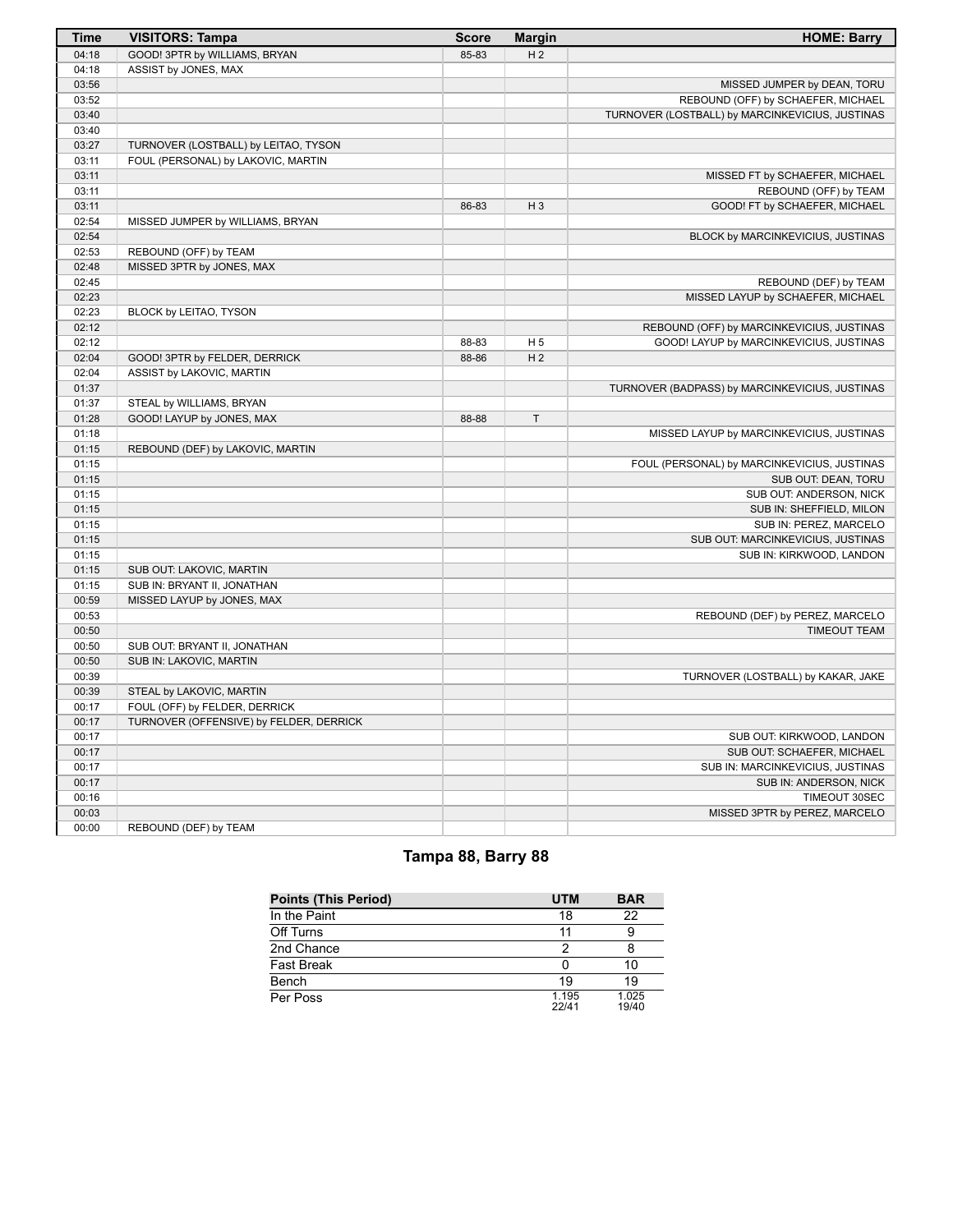| Time | VISITORS: Tampa | Score | Margin | HOME: Barry |
|---|---|---|---|---|
| 04:18 | GOOD! 3PTR by WILLIAMS, BRYAN | 85-83 | H 2 | |
| 04:18 | ASSIST by JONES, MAX | | | |
| 03:56 | | | | MISSED JUMPER by DEAN, TORU |
| 03:52 | | | | REBOUND (OFF) by SCHAEFER, MICHAEL |
| 03:40 | | | | TURNOVER (LOSTBALL) by MARCINKEVICIUS, JUSTINAS |
| 03:40 | | | | |
| 03:27 | TURNOVER (LOSTBALL) by LEITAO, TYSON | | | |
| 03:11 | FOUL (PERSONAL) by LAKOVIC, MARTIN | | | |
| 03:11 | | | | MISSED FT by SCHAEFER, MICHAEL |
| 03:11 | | | | REBOUND (OFF) by TEAM |
| 03:11 | | 86-83 | H 3 | GOOD! FT by SCHAEFER, MICHAEL |
| 02:54 | MISSED JUMPER by WILLIAMS, BRYAN | | | |
| 02:54 | | | | BLOCK by MARCINKEVICIUS, JUSTINAS |
| 02:53 | REBOUND (OFF) by TEAM | | | |
| 02:48 | MISSED 3PTR by JONES, MAX | | | |
| 02:45 | | | | REBOUND (DEF) by TEAM |
| 02:23 | | | | MISSED LAYUP by SCHAEFER, MICHAEL |
| 02:23 | BLOCK by LEITAO, TYSON | | | |
| 02:12 | | | | REBOUND (OFF) by MARCINKEVICIUS, JUSTINAS |
| 02:12 | | 88-83 | H 5 | GOOD! LAYUP by MARCINKEVICIUS, JUSTINAS |
| 02:04 | GOOD! 3PTR by FELDER, DERRICK | 88-86 | H 2 | |
| 02:04 | ASSIST by LAKOVIC, MARTIN | | | |
| 01:37 | | | | TURNOVER (BADPASS) by MARCINKEVICIUS, JUSTINAS |
| 01:37 | STEAL by WILLIAMS, BRYAN | | | |
| 01:28 | GOOD! LAYUP by JONES, MAX | 88-88 | T | |
| 01:18 | | | | MISSED LAYUP by MARCINKEVICIUS, JUSTINAS |
| 01:15 | REBOUND (DEF) by LAKOVIC, MARTIN | | | |
| 01:15 | | | | FOUL (PERSONAL) by MARCINKEVICIUS, JUSTINAS |
| 01:15 | | | | SUB OUT: DEAN, TORU |
| 01:15 | | | | SUB OUT: ANDERSON, NICK |
| 01:15 | | | | SUB IN: SHEFFIELD, MILON |
| 01:15 | | | | SUB IN: PEREZ, MARCELO |
| 01:15 | | | | SUB OUT: MARCINKEVICIUS, JUSTINAS |
| 01:15 | | | | SUB IN: KIRKWOOD, LANDON |
| 01:15 | SUB OUT: LAKOVIC, MARTIN | | | |
| 01:15 | SUB IN: BRYANT II, JONATHAN | | | |
| 00:59 | MISSED LAYUP by JONES, MAX | | | |
| 00:53 | | | | REBOUND (DEF) by PEREZ, MARCELO |
| 00:50 | | | | TIMEOUT TEAM |
| 00:50 | SUB OUT: BRYANT II, JONATHAN | | | |
| 00:50 | SUB IN: LAKOVIC, MARTIN | | | |
| 00:39 | | | | TURNOVER (LOSTBALL) by KAKAR, JAKE |
| 00:39 | STEAL by LAKOVIC, MARTIN | | | |
| 00:17 | FOUL (OFF) by FELDER, DERRICK | | | |
| 00:17 | TURNOVER (OFFENSIVE) by FELDER, DERRICK | | | |
| 00:17 | | | | SUB OUT: KIRKWOOD, LANDON |
| 00:17 | | | | SUB OUT: SCHAEFER, MICHAEL |
| 00:17 | | | | SUB IN: MARCINKEVICIUS, JUSTINAS |
| 00:17 | | | | SUB IN: ANDERSON, NICK |
| 00:16 | | | | TIMEOUT 30SEC |
| 00:03 | | | | MISSED 3PTR by PEREZ, MARCELO |
| 00:00 | REBOUND (DEF) by TEAM | | | |

## Tampa 88, Barry 88

| Points (This Period) | UTM | BAR |
|---|---|---|
| In the Paint | 18 | 22 |
| Off Turns | 11 | 9 |
| 2nd Chance | 2 | 8 |
| Fast Break | 0 | 10 |
| Bench | 19 | 19 |
| Per Poss | 1.195 22/41 | 1.025 19/40 |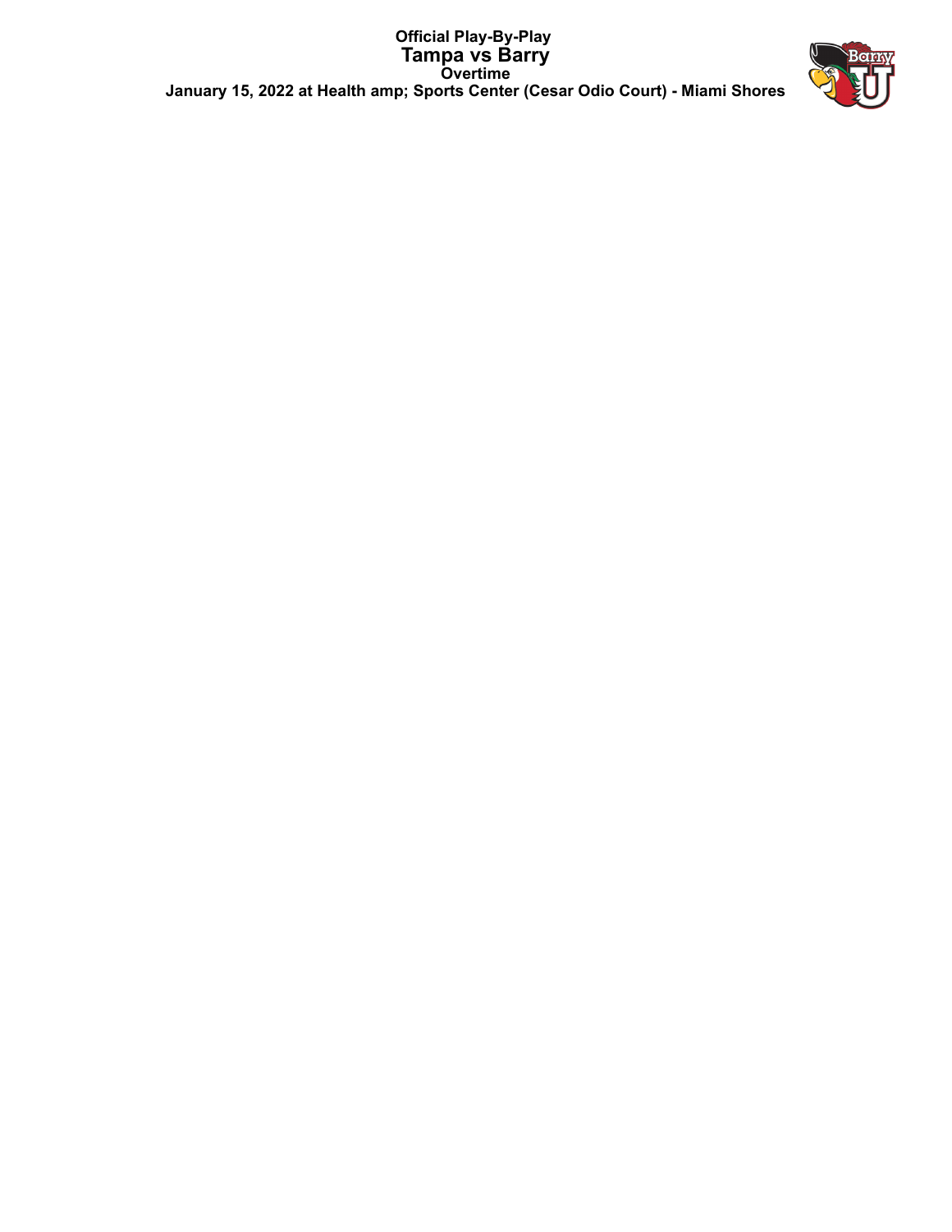# Official Play-By-Play
## Tampa vs Barry
### Overtime
**January 15, 2022 at Health amp; Sports Center (Cesar Odio Court) - Miami Shores**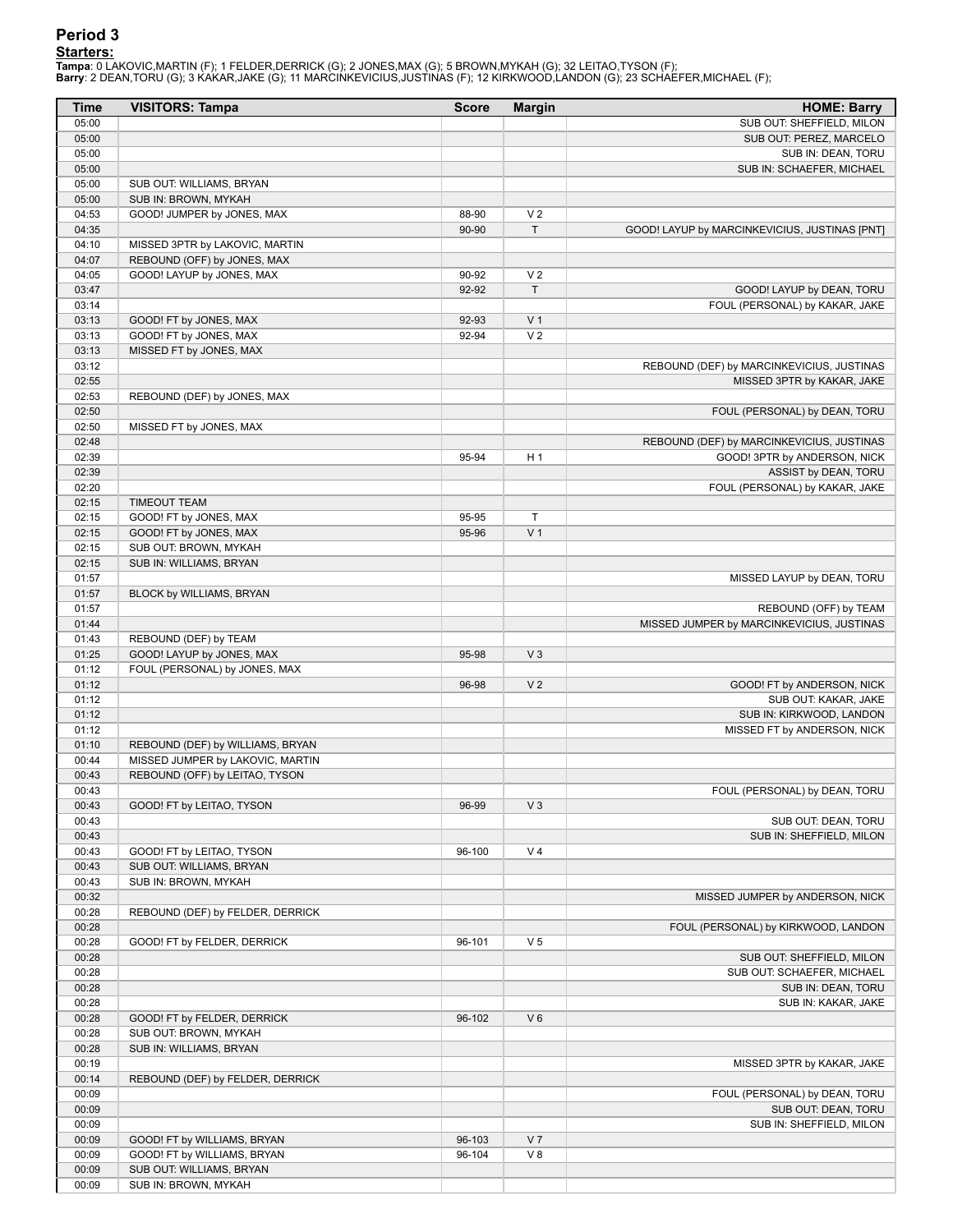## Period 3

**Starters:**

**Tampa**: 0 LAKOVIC,MARTIN (F); 1 FELDER,DERRICK (G); 2 JONES,MAX (G); 5 BROWN,MYKAH (G); 32 LEITAO,TYSON (F);
**Barry**: 2 DEAN,TORU (G); 3 KAKAR,JAKE (G); 11 MARCINKEVICIUS,JUSTINAS (F); 12 KIRKWOOD,LANDON (G); 23 SCHAEFER,MICHAEL (F);

| Time | VISITORS: Tampa | Score | Margin | HOME: Barry |
|---|---|---|---|---|
| 05:00 | | | | SUB OUT: SHEFFIELD, MILON |
| 05:00 | | | | SUB OUT: PEREZ, MARCELO |
| 05:00 | | | | SUB IN: DEAN, TORU |
| 05:00 | | | | SUB IN: SCHAEFER, MICHAEL |
| 05:00 | SUB OUT: WILLIAMS, BRYAN | | | |
| 05:00 | SUB IN: BROWN, MYKAH | | | |
| 04:53 | GOOD! JUMPER by JONES, MAX | 88-90 | V 2 | |
| 04:35 | | 90-90 | T | GOOD! LAYUP by MARCINKEVICIUS, JUSTINAS [PNT] |
| 04:10 | MISSED 3PTR by LAKOVIC, MARTIN | | | |
| 04:07 | REBOUND (OFF) by JONES, MAX | | | |
| 04:05 | GOOD! LAYUP by JONES, MAX | 90-92 | V 2 | |
| 03:47 | | 92-92 | T | GOOD! LAYUP by DEAN, TORU |
| 03:14 | | | | FOUL (PERSONAL) by KAKAR, JAKE |
| 03:13 | GOOD! FT by JONES, MAX | 92-93 | V 1 | |
| 03:13 | GOOD! FT by JONES, MAX | 92-94 | V 2 | |
| 03:13 | MISSED FT by JONES, MAX | | | |
| 03:12 | | | | REBOUND (DEF) by MARCINKEVICIUS, JUSTINAS |
| 02:55 | | | | MISSED 3PTR by KAKAR, JAKE |
| 02:53 | REBOUND (DEF) by JONES, MAX | | | |
| 02:50 | | | | FOUL (PERSONAL) by DEAN, TORU |
| 02:50 | MISSED FT by JONES, MAX | | | |
| 02:48 | | | | REBOUND (DEF) by MARCINKEVICIUS, JUSTINAS |
| 02:39 | | 95-94 | H 1 | GOOD! 3PTR by ANDERSON, NICK |
| 02:39 | | | | ASSIST by DEAN, TORU |
| 02:20 | | | | FOUL (PERSONAL) by KAKAR, JAKE |
| 02:15 | TIMEOUT TEAM | | | |
| 02:15 | GOOD! FT by JONES, MAX | 95-95 | T | |
| 02:15 | GOOD! FT by JONES, MAX | 95-96 | V 1 | |
| 02:15 | SUB OUT: BROWN, MYKAH | | | |
| 02:15 | SUB IN: WILLIAMS, BRYAN | | | |
| 01:57 | | | | MISSED LAYUP by DEAN, TORU |
| 01:57 | BLOCK by WILLIAMS, BRYAN | | | |
| 01:57 | | | | REBOUND (OFF) by TEAM |
| 01:44 | | | | MISSED JUMPER by MARCINKEVICIUS, JUSTINAS |
| 01:43 | REBOUND (DEF) by TEAM | | | |
| 01:25 | GOOD! LAYUP by JONES, MAX | 95-98 | V 3 | |
| 01:12 | FOUL (PERSONAL) by JONES, MAX | | | |
| 01:12 | | 96-98 | V 2 | GOOD! FT by ANDERSON, NICK |
| 01:12 | | | | SUB OUT: KAKAR, JAKE |
| 01:12 | | | | SUB IN: KIRKWOOD, LANDON |
| 01:12 | | | | MISSED FT by ANDERSON, NICK |
| 01:10 | REBOUND (DEF) by WILLIAMS, BRYAN | | | |
| 00:44 | MISSED JUMPER by LAKOVIC, MARTIN | | | |
| 00:43 | REBOUND (OFF) by LEITAO, TYSON | | | |
| 00:43 | | | | FOUL (PERSONAL) by DEAN, TORU |
| 00:43 | GOOD! FT by LEITAO, TYSON | 96-99 | V 3 | |
| 00:43 | | | | SUB OUT: DEAN, TORU |
| 00:43 | | | | SUB IN: SHEFFIELD, MILON |
| 00:43 | GOOD! FT by LEITAO, TYSON | 96-100 | V 4 | |
| 00:43 | SUB OUT: WILLIAMS, BRYAN | | | |
| 00:43 | SUB IN: BROWN, MYKAH | | | |
| 00:32 | | | | MISSED JUMPER by ANDERSON, NICK |
| 00:28 | REBOUND (DEF) by FELDER, DERRICK | | | |
| 00:28 | | | | FOUL (PERSONAL) by KIRKWOOD, LANDON |
| 00:28 | GOOD! FT by FELDER, DERRICK | 96-101 | V 5 | |
| 00:28 | | | | SUB OUT: SHEFFIELD, MILON |
| 00:28 | | | | SUB OUT: SCHAEFER, MICHAEL |
| 00:28 | | | | SUB IN: DEAN, TORU |
| 00:28 | | | | SUB IN: KAKAR, JAKE |
| 00:28 | GOOD! FT by FELDER, DERRICK | 96-102 | V 6 | |
| 00:28 | SUB OUT: BROWN, MYKAH | | | |
| 00:28 | SUB IN: WILLIAMS, BRYAN | | | |
| 00:19 | | | | MISSED 3PTR by KAKAR, JAKE |
| 00:14 | REBOUND (DEF) by FELDER, DERRICK | | | |
| 00:09 | | | | FOUL (PERSONAL) by DEAN, TORU |
| 00:09 | | | | SUB OUT: DEAN, TORU |
| 00:09 | | | | SUB IN: SHEFFIELD, MILON |
| 00:09 | GOOD! FT by WILLIAMS, BRYAN | 96-103 | V 7 | |
| 00:09 | GOOD! FT by WILLIAMS, BRYAN | 96-104 | V 8 | |
| 00:09 | SUB OUT: WILLIAMS, BRYAN | | | |
| 00:09 | SUB IN: BROWN, MYKAH | | | |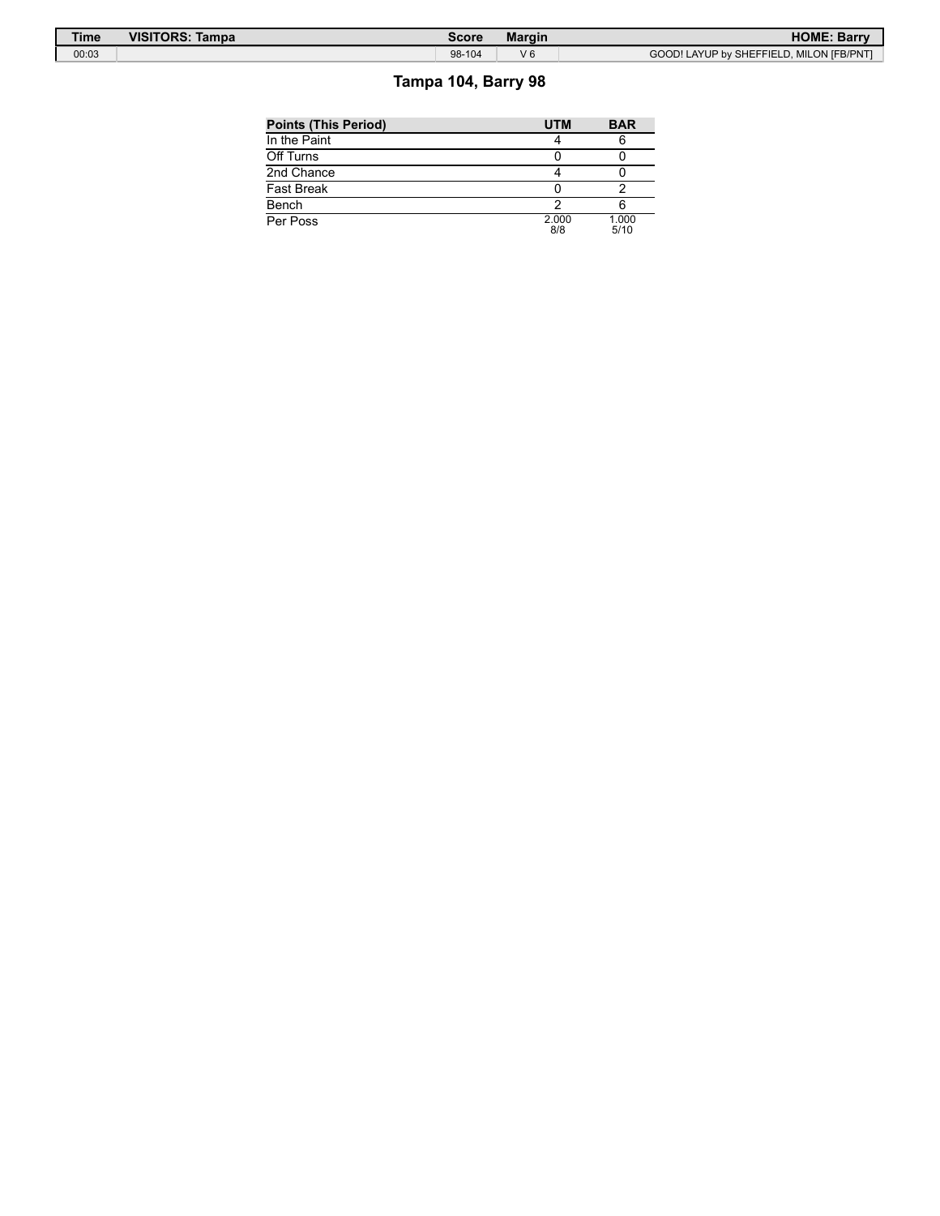| Time | VISITORS: Tampa | Score | Margin | HOME: Barry |
| --- | --- | --- | --- | --- |
| 00:03 | | 98-104 | V 6 | GOOD! LAYUP by SHEFFIELD, MILON [FB/PNT] |

## Tampa 104, Barry 98

| Points (This Period) | UTM | BAR |
| --- | --- | --- |
| In the Paint | 4 | 6 |
| Off Turns | 0 | 0 |
| 2nd Chance | 4 | 0 |
| Fast Break | 0 | 2 |
| Bench | 2 | 6 |
| Per Poss | 2.000 8/8 | 1.000 5/10 |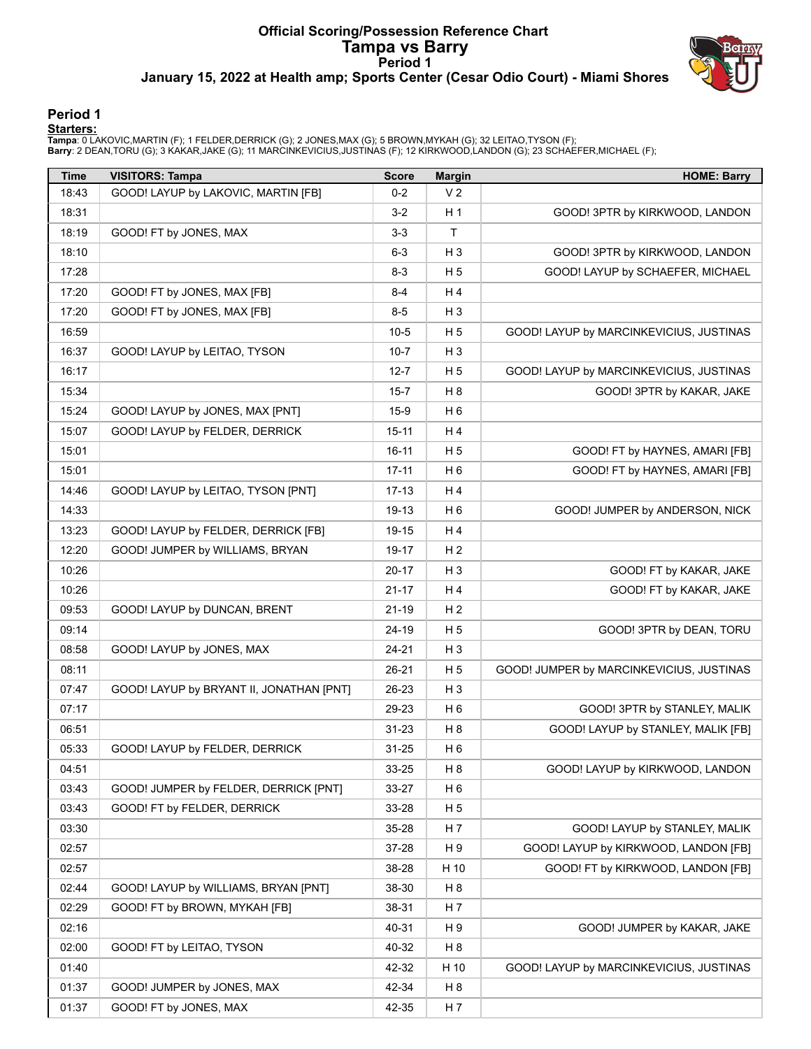# Official Scoring/Possession Reference Chart
# Tampa vs Barry
## Period 1
### January 15, 2022 at Health amp; Sports Center (Cesar Odio Court) - Miami Shores

### Period 1

**Starters:**

**Tampa**: 0 LAKOVIC,MARTIN (F); 1 FELDER,DERRICK (G); 2 JONES,MAX (G); 5 BROWN,MYKAH (G); 32 LEITAO,TYSON (F);
**Barry**: 2 DEAN,TORU (G); 3 KAKAR,JAKE (G); 11 MARCINKEVICIUS,JUSTINAS (F); 12 KIRKWOOD,LANDON (G); 23 SCHAEFER,MICHAEL (F);

| Time | VISITORS: Tampa | Score | Margin | HOME: Barry |
|---|---|---|---|---|
| 18:43 | GOOD! LAYUP by LAKOVIC, MARTIN [FB] | 0-2 | V 2 | |
| 18:31 | | 3-2 | H 1 | GOOD! 3PTR by KIRKWOOD, LANDON |
| 18:19 | GOOD! FT by JONES, MAX | 3-3 | T | |
| 18:10 | | 6-3 | H 3 | GOOD! 3PTR by KIRKWOOD, LANDON |
| 17:28 | | 8-3 | H 5 | GOOD! LAYUP by SCHAEFER, MICHAEL |
| 17:20 | GOOD! FT by JONES, MAX [FB] | 8-4 | H 4 | |
| 17:20 | GOOD! FT by JONES, MAX [FB] | 8-5 | H 3 | |
| 16:59 | | 10-5 | H 5 | GOOD! LAYUP by MARCINKEVICIUS, JUSTINAS |
| 16:37 | GOOD! LAYUP by LEITAO, TYSON | 10-7 | H 3 | |
| 16:17 | | 12-7 | H 5 | GOOD! LAYUP by MARCINKEVICIUS, JUSTINAS |
| 15:34 | | 15-7 | H 8 | GOOD! 3PTR by KAKAR, JAKE |
| 15:24 | GOOD! LAYUP by JONES, MAX [PNT] | 15-9 | H 6 | |
| 15:07 | GOOD! LAYUP by FELDER, DERRICK | 15-11 | H 4 | |
| 15:01 | | 16-11 | H 5 | GOOD! FT by HAYNES, AMARI [FB] |
| 15:01 | | 17-11 | H 6 | GOOD! FT by HAYNES, AMARI [FB] |
| 14:46 | GOOD! LAYUP by LEITAO, TYSON [PNT] | 17-13 | H 4 | |
| 14:33 | | 19-13 | H 6 | GOOD! JUMPER by ANDERSON, NICK |
| 13:23 | GOOD! LAYUP by FELDER, DERRICK [FB] | 19-15 | H 4 | |
| 12:20 | GOOD! JUMPER by WILLIAMS, BRYAN | 19-17 | H 2 | |
| 10:26 | | 20-17 | H 3 | GOOD! FT by KAKAR, JAKE |
| 10:26 | | 21-17 | H 4 | GOOD! FT by KAKAR, JAKE |
| 09:53 | GOOD! LAYUP by DUNCAN, BRENT | 21-19 | H 2 | |
| 09:14 | | 24-19 | H 5 | GOOD! 3PTR by DEAN, TORU |
| 08:58 | GOOD! LAYUP by JONES, MAX | 24-21 | H 3 | |
| 08:11 | | 26-21 | H 5 | GOOD! JUMPER by MARCINKEVICIUS, JUSTINAS |
| 07:47 | GOOD! LAYUP by BRYANT II, JONATHAN [PNT] | 26-23 | H 3 | |
| 07:17 | | 29-23 | H 6 | GOOD! 3PTR by STANLEY, MALIK |
| 06:51 | | 31-23 | H 8 | GOOD! LAYUP by STANLEY, MALIK [FB] |
| 05:33 | GOOD! LAYUP by FELDER, DERRICK | 31-25 | H 6 | |
| 04:51 | | 33-25 | H 8 | GOOD! LAYUP by KIRKWOOD, LANDON |
| 03:43 | GOOD! JUMPER by FELDER, DERRICK [PNT] | 33-27 | H 6 | |
| 03:43 | GOOD! FT by FELDER, DERRICK | 33-28 | H 5 | |
| 03:30 | | 35-28 | H 7 | GOOD! LAYUP by STANLEY, MALIK |
| 02:57 | | 37-28 | H 9 | GOOD! LAYUP by KIRKWOOD, LANDON [FB] |
| 02:57 | | 38-28 | H 10 | GOOD! FT by KIRKWOOD, LANDON [FB] |
| 02:44 | GOOD! LAYUP by WILLIAMS, BRYAN [PNT] | 38-30 | H 8 | |
| 02:29 | GOOD! FT by BROWN, MYKAH [FB] | 38-31 | H 7 | |
| 02:16 | | 40-31 | H 9 | GOOD! JUMPER by KAKAR, JAKE |
| 02:00 | GOOD! FT by LEITAO, TYSON | 40-32 | H 8 | |
| 01:40 | | 42-32 | H 10 | GOOD! LAYUP by MARCINKEVICIUS, JUSTINAS |
| 01:37 | GOOD! JUMPER by JONES, MAX | 42-34 | H 8 | |
| 01:37 | GOOD! FT by JONES, MAX | 42-35 | H 7 | |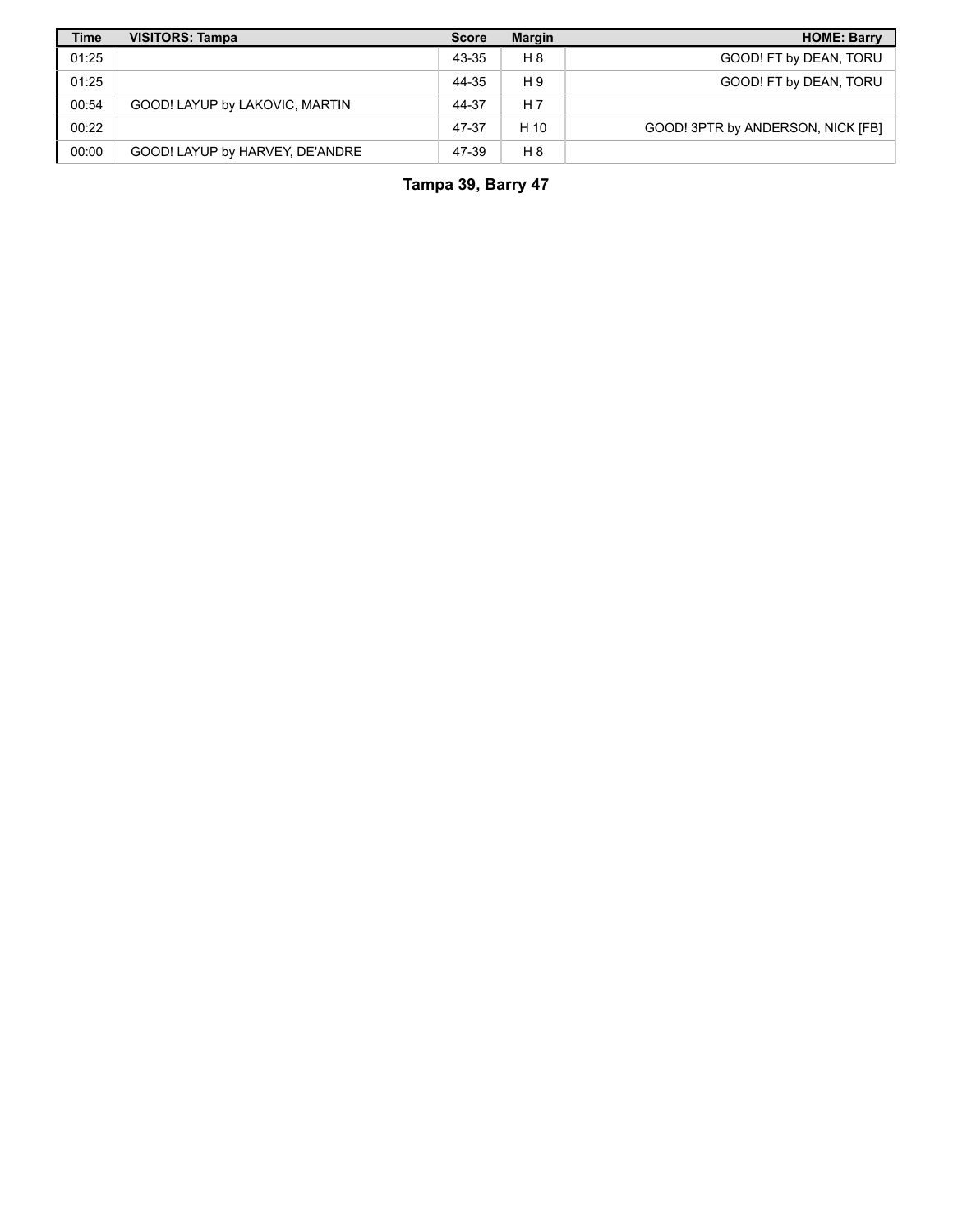| Time | VISITORS: Tampa | Score | Margin | HOME: Barry |
|---|---|---|---|---|
| 01:25 | | 43-35 | H 8 | GOOD! FT by DEAN, TORU |
| 01:25 | | 44-35 | H 9 | GOOD! FT by DEAN, TORU |
| 00:54 | GOOD! LAYUP by LAKOVIC, MARTIN | 44-37 | H 7 | |
| 00:22 | | 47-37 | H 10 | GOOD! 3PTR by ANDERSON, NICK [FB] |
| 00:00 | GOOD! LAYUP by HARVEY, DE'ANDRE | 47-39 | H 8 | |

**Tampa 39, Barry 47**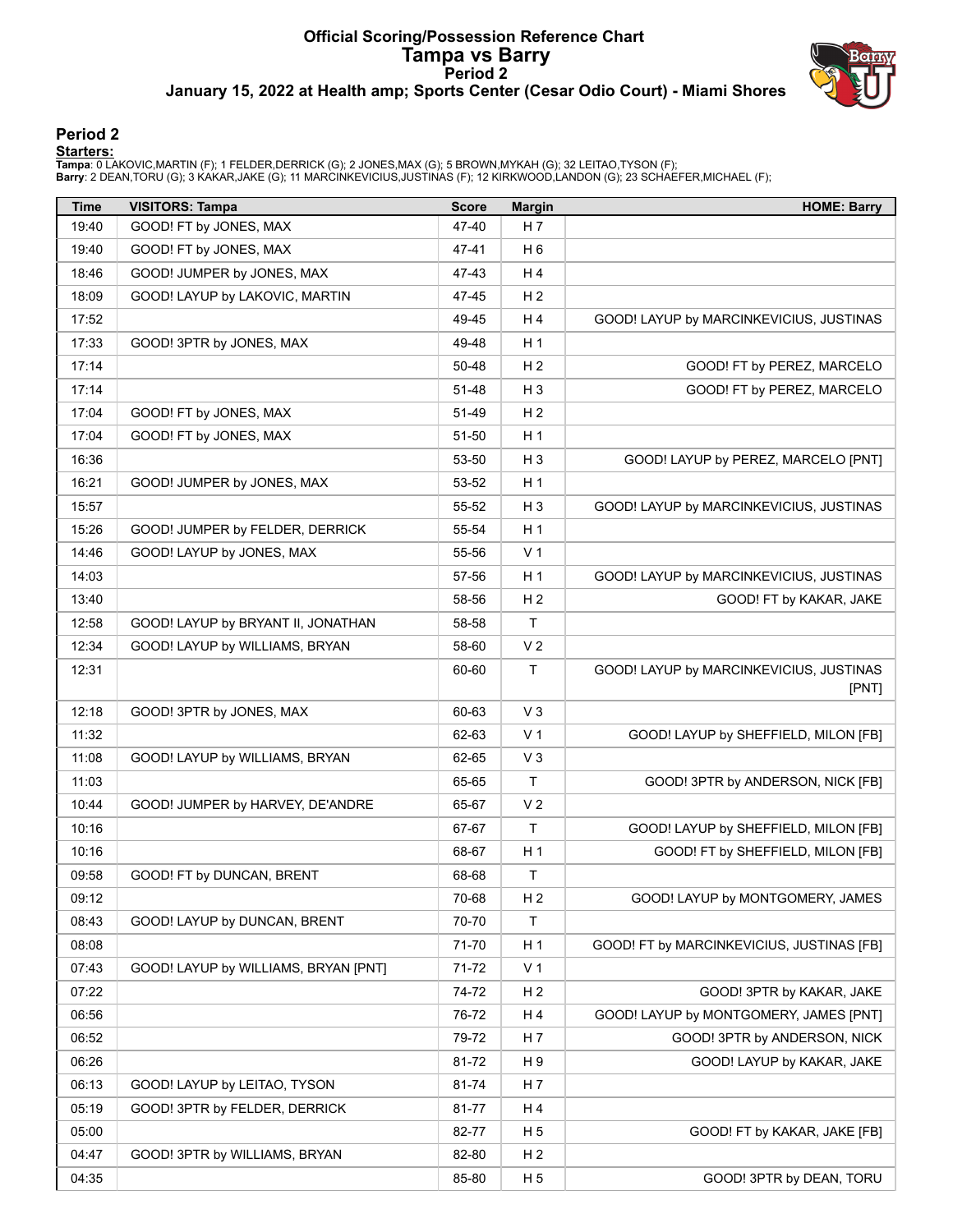# Official Scoring/Possession Reference Chart
# Tampa vs Barry
## Period 2
### January 15, 2022 at Health amp; Sports Center (Cesar Odio Court) - Miami Shores

## Period 2

**Starters:**

**Tampa**: 0 LAKOVIC,MARTIN (F); 1 FELDER,DERRICK (G); 2 JONES,MAX (G); 5 BROWN,MYKAH (G); 32 LEITAO,TYSON (F);
**Barry**: 2 DEAN,TORU (G); 3 KAKAR,JAKE (G); 11 MARCINKEVICIUS,JUSTINAS (F); 12 KIRKWOOD,LANDON (G); 23 SCHAEFER,MICHAEL (F);

| Time | VISITORS: Tampa | Score | Margin | HOME: Barry |
|---|---|---|---|---|
| 19:40 | GOOD! FT by JONES, MAX | 47-40 | H 7 | |
| 19:40 | GOOD! FT by JONES, MAX | 47-41 | H 6 | |
| 18:46 | GOOD! JUMPER by JONES, MAX | 47-43 | H 4 | |
| 18:09 | GOOD! LAYUP by LAKOVIC, MARTIN | 47-45 | H 2 | |
| 17:52 | | 49-45 | H 4 | GOOD! LAYUP by MARCINKEVICIUS, JUSTINAS |
| 17:33 | GOOD! 3PTR by JONES, MAX | 49-48 | H 1 | |
| 17:14 | | 50-48 | H 2 | GOOD! FT by PEREZ, MARCELO |
| 17:14 | | 51-48 | H 3 | GOOD! FT by PEREZ, MARCELO |
| 17:04 | GOOD! FT by JONES, MAX | 51-49 | H 2 | |
| 17:04 | GOOD! FT by JONES, MAX | 51-50 | H 1 | |
| 16:36 | | 53-50 | H 3 | GOOD! LAYUP by PEREZ, MARCELO [PNT] |
| 16:21 | GOOD! JUMPER by JONES, MAX | 53-52 | H 1 | |
| 15:57 | | 55-52 | H 3 | GOOD! LAYUP by MARCINKEVICIUS, JUSTINAS |
| 15:26 | GOOD! JUMPER by FELDER, DERRICK | 55-54 | H 1 | |
| 14:46 | GOOD! LAYUP by JONES, MAX | 55-56 | V 1 | |
| 14:03 | | 57-56 | H 1 | GOOD! LAYUP by MARCINKEVICIUS, JUSTINAS |
| 13:40 | | 58-56 | H 2 | GOOD! FT by KAKAR, JAKE |
| 12:58 | GOOD! LAYUP by BRYANT II, JONATHAN | 58-58 | T | |
| 12:34 | GOOD! LAYUP by WILLIAMS, BRYAN | 58-60 | V 2 | |
| 12:31 | | 60-60 | T | GOOD! LAYUP by MARCINKEVICIUS, JUSTINAS [PNT] |
| 12:18 | GOOD! 3PTR by JONES, MAX | 60-63 | V 3 | |
| 11:32 | | 62-63 | V 1 | GOOD! LAYUP by SHEFFIELD, MILON [FB] |
| 11:08 | GOOD! LAYUP by WILLIAMS, BRYAN | 62-65 | V 3 | |
| 11:03 | | 65-65 | T | GOOD! 3PTR by ANDERSON, NICK [FB] |
| 10:44 | GOOD! JUMPER by HARVEY, DE'ANDRE | 65-67 | V 2 | |
| 10:16 | | 67-67 | T | GOOD! LAYUP by SHEFFIELD, MILON [FB] |
| 10:16 | | 68-67 | H 1 | GOOD! FT by SHEFFIELD, MILON [FB] |
| 09:58 | GOOD! FT by DUNCAN, BRENT | 68-68 | T | |
| 09:12 | | 70-68 | H 2 | GOOD! LAYUP by MONTGOMERY, JAMES |
| 08:43 | GOOD! LAYUP by DUNCAN, BRENT | 70-70 | T | |
| 08:08 | | 71-70 | H 1 | GOOD! FT by MARCINKEVICIUS, JUSTINAS [FB] |
| 07:43 | GOOD! LAYUP by WILLIAMS, BRYAN [PNT] | 71-72 | V 1 | |
| 07:22 | | 74-72 | H 2 | GOOD! 3PTR by KAKAR, JAKE |
| 06:56 | | 76-72 | H 4 | GOOD! LAYUP by MONTGOMERY, JAMES [PNT] |
| 06:52 | | 79-72 | H 7 | GOOD! 3PTR by ANDERSON, NICK |
| 06:26 | | 81-72 | H 9 | GOOD! LAYUP by KAKAR, JAKE |
| 06:13 | GOOD! LAYUP by LEITAO, TYSON | 81-74 | H 7 | |
| 05:19 | GOOD! 3PTR by FELDER, DERRICK | 81-77 | H 4 | |
| 05:00 | | 82-77 | H 5 | GOOD! FT by KAKAR, JAKE [FB] |
| 04:47 | GOOD! 3PTR by WILLIAMS, BRYAN | 82-80 | H 2 | |
| 04:35 | | 85-80 | H 5 | GOOD! 3PTR by DEAN, TORU |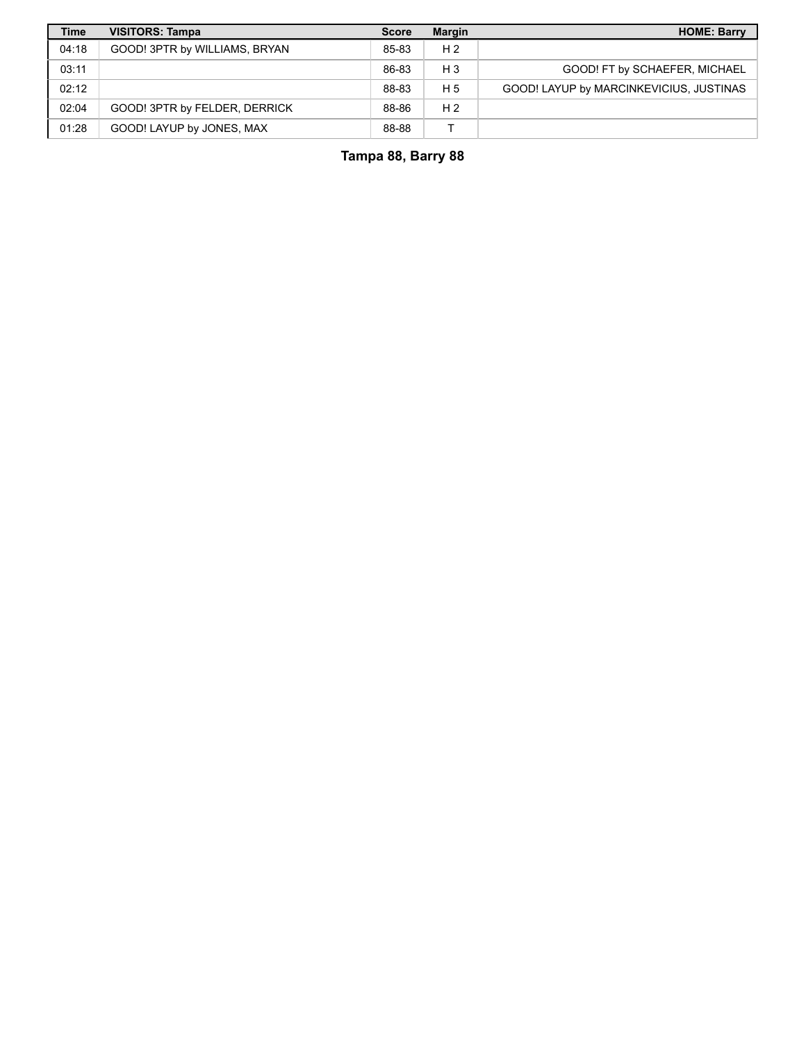| Time | VISITORS: Tampa | Score | Margin | HOME: Barry |
| --- | --- | --- | --- | --- |
| 04:18 | GOOD! 3PTR by WILLIAMS, BRYAN | 85-83 | H 2 | |
| 03:11 | | 86-83 | H 3 | GOOD! FT by SCHAEFER, MICHAEL |
| 02:12 | | 88-83 | H 5 | GOOD! LAYUP by MARCINKEVICIUS, JUSTINAS |
| 02:04 | GOOD! 3PTR by FELDER, DERRICK | 88-86 | H 2 | |
| 01:28 | GOOD! LAYUP by JONES, MAX | 88-88 | T | |

**Tampa 88, Barry 88**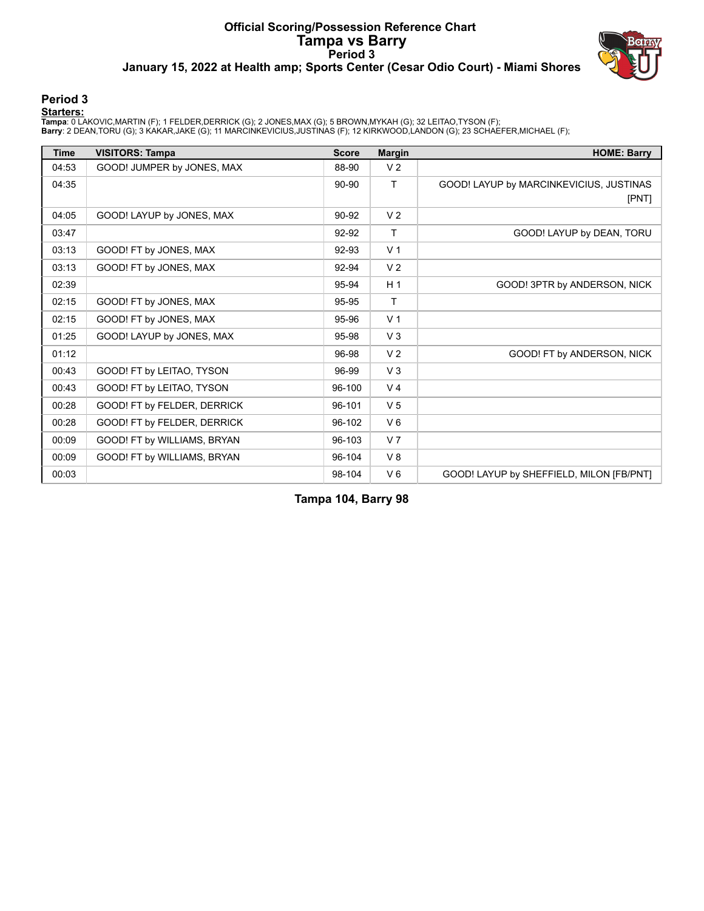# Official Scoring/Possession Reference Chart
# Tampa vs Barry
## Period 3
### January 15, 2022 at Health amp; Sports Center (Cesar Odio Court) - Miami Shores

## Period 3

**Starters:**

**Tampa**: 0 LAKOVIC,MARTIN (F); 1 FELDER,DERRICK (G); 2 JONES,MAX (G); 5 BROWN,MYKAH (G); 32 LEITAO,TYSON (F);
**Barry**: 2 DEAN,TORU (G); 3 KAKAR,JAKE (G); 11 MARCINKEVICIUS,JUSTINAS (F); 12 KIRKWOOD,LANDON (G); 23 SCHAEFER,MICHAEL (F);

| Time | VISITORS: Tampa | Score | Margin | HOME: Barry |
|---|---|---|---|---|
| 04:53 | GOOD! JUMPER by JONES, MAX | 88-90 | V 2 | |
| 04:35 | | 90-90 | T | GOOD! LAYUP by MARCINKEVICIUS, JUSTINAS [PNT] |
| 04:05 | GOOD! LAYUP by JONES, MAX | 90-92 | V 2 | |
| 03:47 | | 92-92 | T | GOOD! LAYUP by DEAN, TORU |
| 03:13 | GOOD! FT by JONES, MAX | 92-93 | V 1 | |
| 03:13 | GOOD! FT by JONES, MAX | 92-94 | V 2 | |
| 02:39 | | 95-94 | H 1 | GOOD! 3PTR by ANDERSON, NICK |
| 02:15 | GOOD! FT by JONES, MAX | 95-95 | T | |
| 02:15 | GOOD! FT by JONES, MAX | 95-96 | V 1 | |
| 01:25 | GOOD! LAYUP by JONES, MAX | 95-98 | V 3 | |
| 01:12 | | 96-98 | V 2 | GOOD! FT by ANDERSON, NICK |
| 00:43 | GOOD! FT by LEITAO, TYSON | 96-99 | V 3 | |
| 00:43 | GOOD! FT by LEITAO, TYSON | 96-100 | V 4 | |
| 00:28 | GOOD! FT by FELDER, DERRICK | 96-101 | V 5 | |
| 00:28 | GOOD! FT by FELDER, DERRICK | 96-102 | V 6 | |
| 00:09 | GOOD! FT by WILLIAMS, BRYAN | 96-103 | V 7 | |
| 00:09 | GOOD! FT by WILLIAMS, BRYAN | 96-104 | V 8 | |
| 00:03 | | 98-104 | V 6 | GOOD! LAYUP by SHEFFIELD, MILON [FB/PNT] |

**Tampa 104, Barry 98**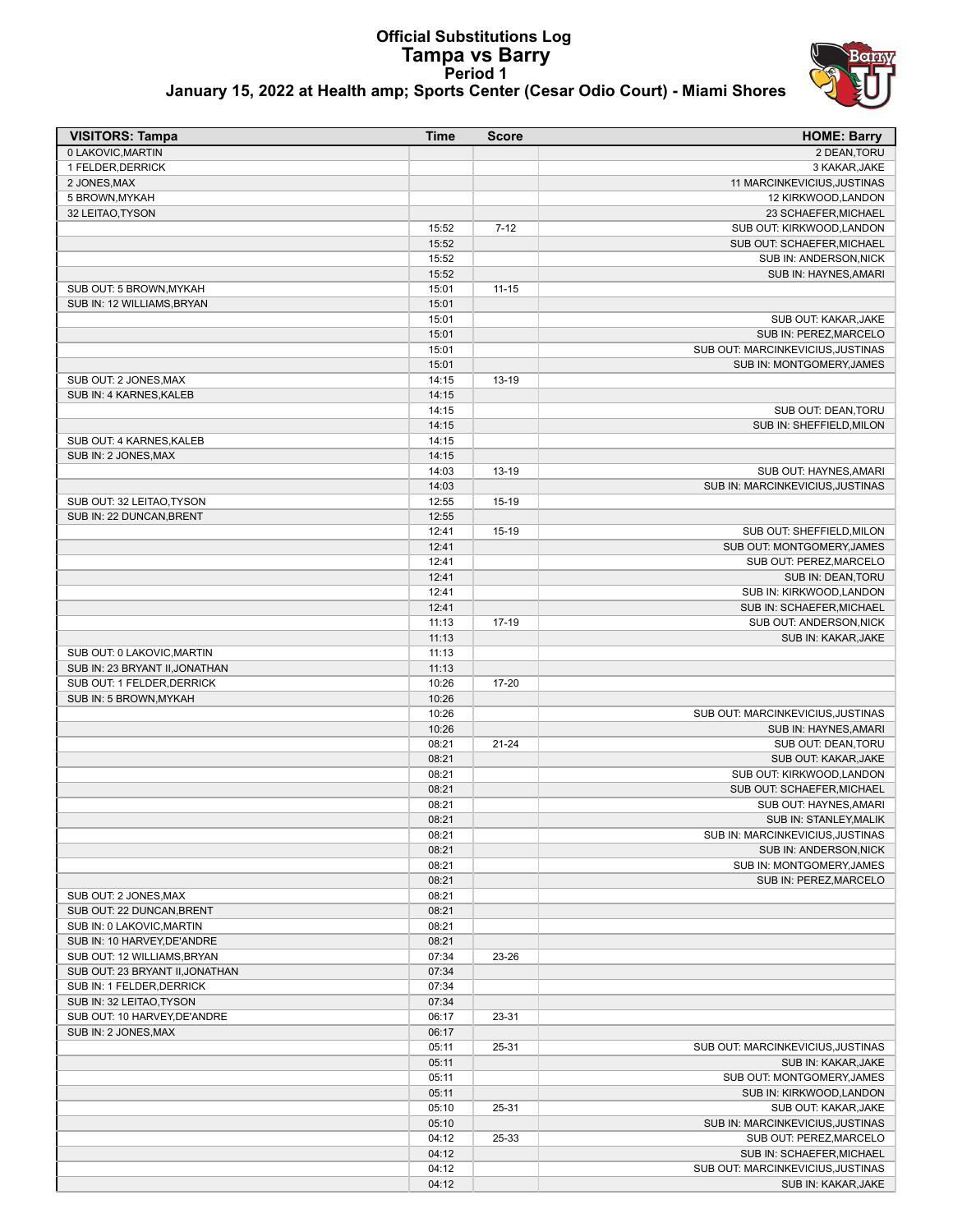# Official Substitutions Log
## Tampa vs Barry
### Period 1
### January 15, 2022 at Health amp; Sports Center (Cesar Odio Court) - Miami Shores

| VISITORS: Tampa | Time | Score | HOME: Barry |
|---|---|---|---|
| 0 LAKOVIC,MARTIN | | | 2 DEAN,TORU |
| 1 FELDER,DERRICK | | | 3 KAKAR,JAKE |
| 2 JONES,MAX | | | 11 MARCINKEVICIUS,JUSTINAS |
| 5 BROWN,MYKAH | | | 12 KIRKWOOD,LANDON |
| 32 LEITAO,TYSON | | | 23 SCHAEFER,MICHAEL |
| | 15:52 | 7-12 | SUB OUT: KIRKWOOD,LANDON |
| | 15:52 | | SUB OUT: SCHAEFER,MICHAEL |
| | 15:52 | | SUB IN: ANDERSON,NICK |
| | 15:52 | | SUB IN: HAYNES,AMARI |
| SUB OUT: 5 BROWN,MYKAH | 15:01 | 11-15 | |
| SUB IN: 12 WILLIAMS,BRYAN | 15:01 | | |
| | 15:01 | | SUB OUT: KAKAR,JAKE |
| | 15:01 | | SUB IN: PEREZ,MARCELO |
| | 15:01 | | SUB OUT: MARCINKEVICIUS,JUSTINAS |
| | 15:01 | | SUB IN: MONTGOMERY,JAMES |
| SUB OUT: 2 JONES,MAX | 14:15 | 13-19 | |
| SUB IN: 4 KARNES,KALEB | 14:15 | | |
| | 14:15 | | SUB OUT: DEAN,TORU |
| | 14:15 | | SUB IN: SHEFFIELD,MILON |
| SUB OUT: 4 KARNES,KALEB | 14:15 | | |
| SUB IN: 2 JONES,MAX | 14:15 | | |
| | 14:03 | 13-19 | SUB OUT: HAYNES,AMARI |
| | 14:03 | | SUB IN: MARCINKEVICIUS,JUSTINAS |
| SUB OUT: 32 LEITAO,TYSON | 12:55 | 15-19 | |
| SUB IN: 22 DUNCAN,BRENT | 12:55 | | |
| | 12:41 | 15-19 | SUB OUT: SHEFFIELD,MILON |
| | 12:41 | | SUB OUT: MONTGOMERY,JAMES |
| | 12:41 | | SUB OUT: PEREZ,MARCELO |
| | 12:41 | | SUB IN: DEAN,TORU |
| | 12:41 | | SUB IN: KIRKWOOD,LANDON |
| | 12:41 | | SUB IN: SCHAEFER,MICHAEL |
| | 11:13 | 17-19 | SUB OUT: ANDERSON,NICK |
| | 11:13 | | SUB IN: KAKAR,JAKE |
| SUB OUT: 0 LAKOVIC,MARTIN | 11:13 | | |
| SUB IN: 23 BRYANT II,JONATHAN | 11:13 | | |
| SUB OUT: 1 FELDER,DERRICK | 10:26 | 17-20 | |
| SUB IN: 5 BROWN,MYKAH | 10:26 | | |
| | 10:26 | | SUB OUT: MARCINKEVICIUS,JUSTINAS |
| | 10:26 | | SUB IN: HAYNES,AMARI |
| | 08:21 | 21-24 | SUB OUT: DEAN,TORU |
| | 08:21 | | SUB OUT: KAKAR,JAKE |
| | 08:21 | | SUB OUT: KIRKWOOD,LANDON |
| | 08:21 | | SUB OUT: SCHAEFER,MICHAEL |
| | 08:21 | | SUB OUT: HAYNES,AMARI |
| | 08:21 | | SUB IN: STANLEY,MALIK |
| | 08:21 | | SUB IN: MARCINKEVICIUS,JUSTINAS |
| | 08:21 | | SUB IN: ANDERSON,NICK |
| | 08:21 | | SUB IN: MONTGOMERY,JAMES |
| | 08:21 | | SUB IN: PEREZ,MARCELO |
| SUB OUT: 2 JONES,MAX | 08:21 | | |
| SUB OUT: 22 DUNCAN,BRENT | 08:21 | | |
| SUB IN: 0 LAKOVIC,MARTIN | 08:21 | | |
| SUB IN: 10 HARVEY,DE'ANDRE | 08:21 | | |
| SUB OUT: 12 WILLIAMS,BRYAN | 07:34 | 23-26 | |
| SUB OUT: 23 BRYANT II,JONATHAN | 07:34 | | |
| SUB IN: 1 FELDER,DERRICK | 07:34 | | |
| SUB IN: 32 LEITAO,TYSON | 07:34 | | |
| SUB OUT: 10 HARVEY,DE'ANDRE | 06:17 | 23-31 | |
| SUB IN: 2 JONES,MAX | 06:17 | | |
| | 05:11 | 25-31 | SUB OUT: MARCINKEVICIUS,JUSTINAS |
| | 05:11 | | SUB IN: KAKAR,JAKE |
| | 05:11 | | SUB OUT: MONTGOMERY,JAMES |
| | 05:11 | | SUB IN: KIRKWOOD,LANDON |
| | 05:10 | 25-31 | SUB OUT: KAKAR,JAKE |
| | 05:10 | | SUB IN: MARCINKEVICIUS,JUSTINAS |
| | 04:12 | 25-33 | SUB OUT: PEREZ,MARCELO |
| | 04:12 | | SUB IN: SCHAEFER,MICHAEL |
| | 04:12 | | SUB OUT: MARCINKEVICIUS,JUSTINAS |
| | 04:12 | | SUB IN: KAKAR,JAKE |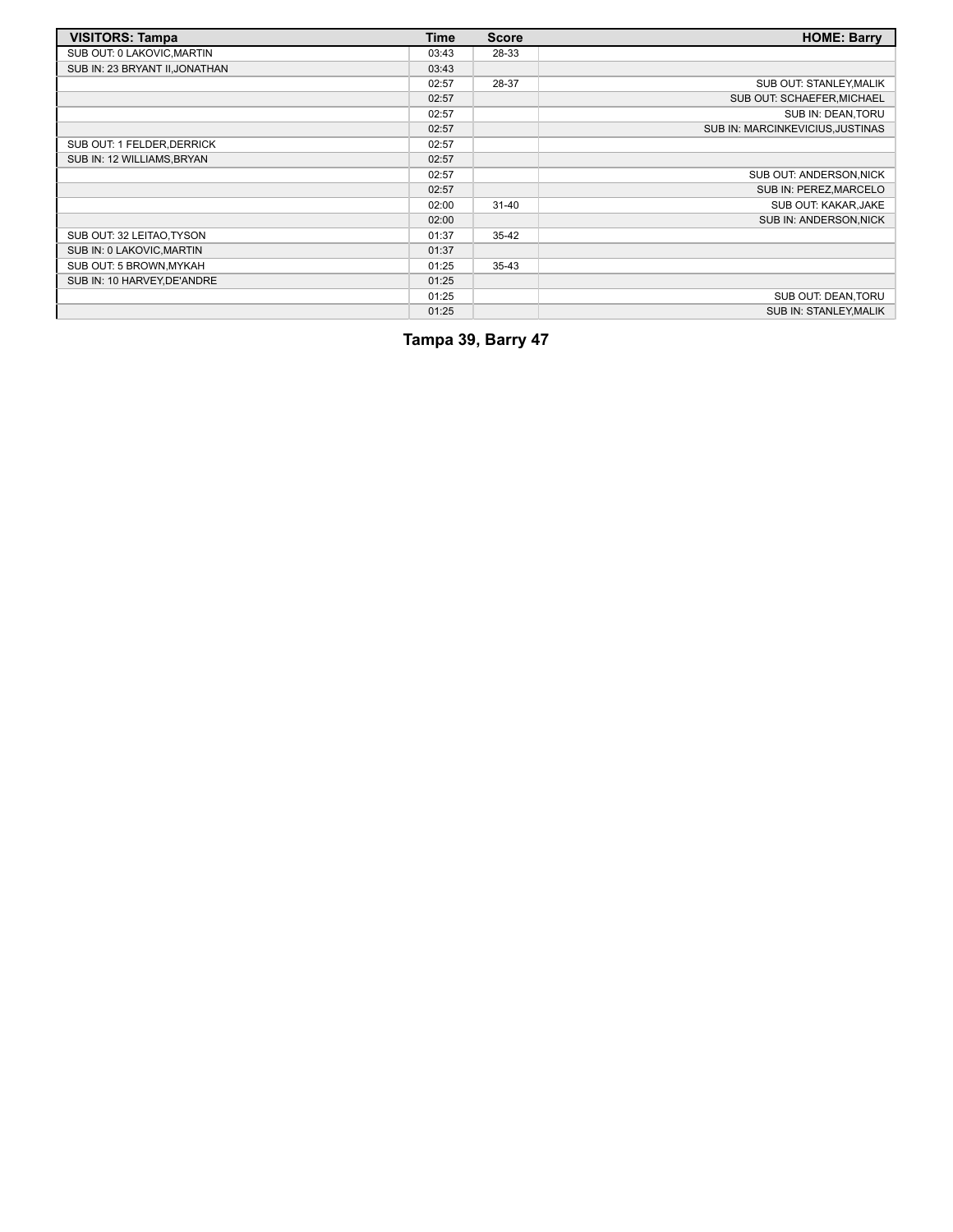| VISITORS: Tampa | Time | Score | HOME: Barry |
| --- | --- | --- | --- |
| SUB OUT: 0 LAKOVIC,MARTIN | 03:43 | 28-33 | |
| SUB IN: 23 BRYANT II,JONATHAN | 03:43 | | |
| | 02:57 | 28-37 | SUB OUT: STANLEY,MALIK |
| | 02:57 | | SUB OUT: SCHAEFER,MICHAEL |
| | 02:57 | | SUB IN: DEAN,TORU |
| | 02:57 | | SUB IN: MARCINKEVICIUS,JUSTINAS |
| SUB OUT: 1 FELDER,DERRICK | 02:57 | | |
| SUB IN: 12 WILLIAMS,BRYAN | 02:57 | | |
| | 02:57 | | SUB OUT: ANDERSON,NICK |
| | 02:57 | | SUB IN: PEREZ,MARCELO |
| | 02:00 | 31-40 | SUB OUT: KAKAR,JAKE |
| | 02:00 | | SUB IN: ANDERSON,NICK |
| SUB OUT: 32 LEITAO,TYSON | 01:37 | 35-42 | |
| SUB IN: 0 LAKOVIC,MARTIN | 01:37 | | |
| SUB OUT: 5 BROWN,MYKAH | 01:25 | 35-43 | |
| SUB IN: 10 HARVEY,DE'ANDRE | 01:25 | | |
| | 01:25 | | SUB OUT: DEAN,TORU |
| | 01:25 | | SUB IN: STANLEY,MALIK |

**Tampa 39, Barry 47**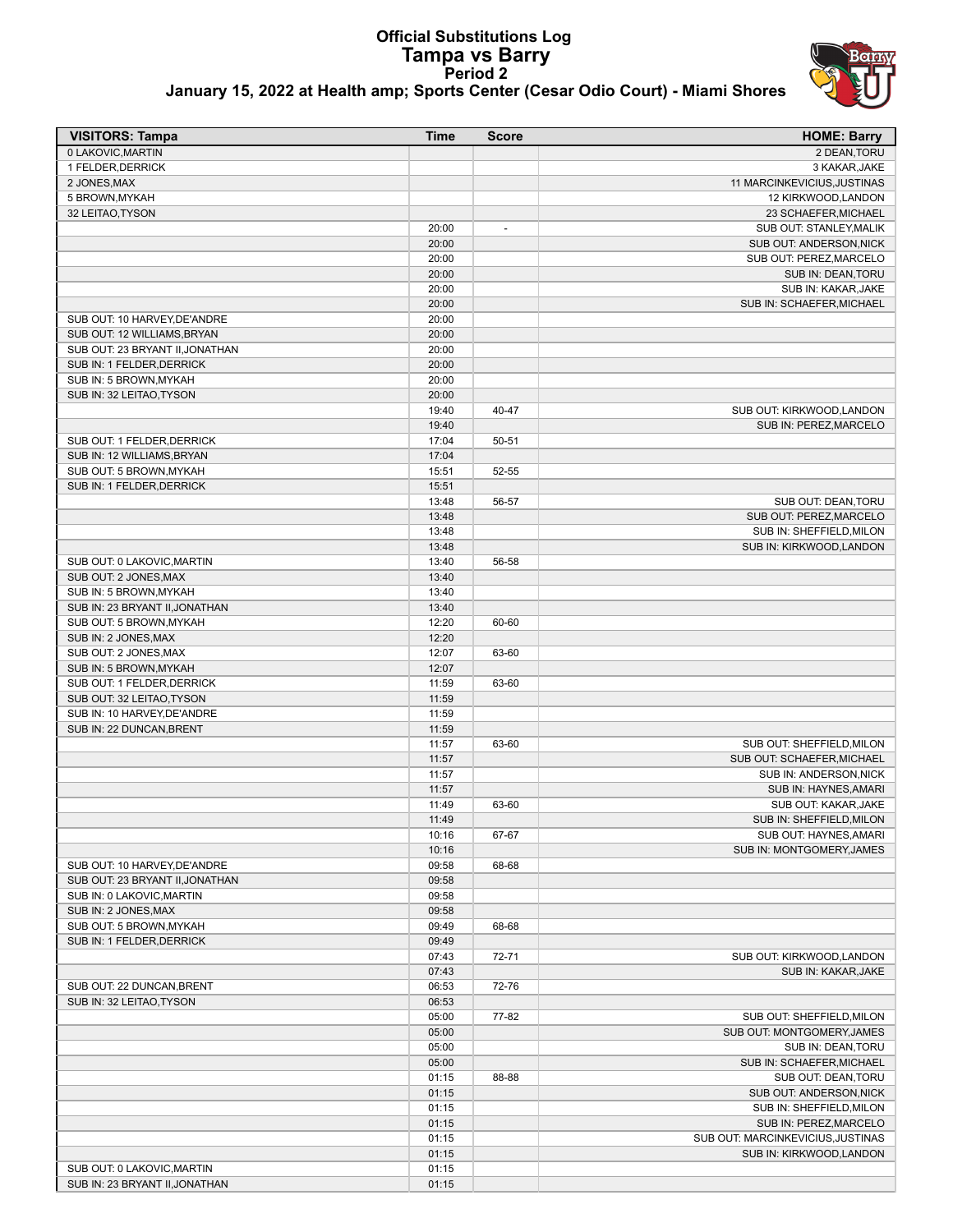# Official Substitutions Log
## Tampa vs Barry
### Period 2
### January 15, 2022 at Health amp; Sports Center (Cesar Odio Court) - Miami Shores

| VISITORS: Tampa | Time | Score | HOME: Barry |
|---|---|---|---|
| 0 LAKOVIC,MARTIN | | | 2 DEAN,TORU |
| 1 FELDER,DERRICK | | | 3 KAKAR,JAKE |
| 2 JONES,MAX | | | 11 MARCINKEVICIUS,JUSTINAS |
| 5 BROWN,MYKAH | | | 12 KIRKWOOD,LANDON |
| 32 LEITAO,TYSON | | | 23 SCHAEFER,MICHAEL |
| | 20:00 | - | SUB OUT: STANLEY,MALIK |
| | 20:00 | | SUB OUT: ANDERSON,NICK |
| | 20:00 | | SUB OUT: PEREZ,MARCELO |
| | 20:00 | | SUB IN: DEAN,TORU |
| | 20:00 | | SUB IN: KAKAR,JAKE |
| | 20:00 | | SUB IN: SCHAEFER,MICHAEL |
| SUB OUT: 10 HARVEY,DE'ANDRE | 20:00 | | |
| SUB OUT: 12 WILLIAMS,BRYAN | 20:00 | | |
| SUB OUT: 23 BRYANT II,JONATHAN | 20:00 | | |
| SUB IN: 1 FELDER,DERRICK | 20:00 | | |
| SUB IN: 5 BROWN,MYKAH | 20:00 | | |
| SUB IN: 32 LEITAO,TYSON | 20:00 | | |
| | 19:40 | 40-47 | SUB OUT: KIRKWOOD,LANDON |
| | 19:40 | | SUB IN: PEREZ,MARCELO |
| SUB OUT: 1 FELDER,DERRICK | 17:04 | 50-51 | |
| SUB IN: 12 WILLIAMS,BRYAN | 17:04 | | |
| SUB OUT: 5 BROWN,MYKAH | 15:51 | 52-55 | |
| SUB IN: 1 FELDER,DERRICK | 15:51 | | |
| | 13:48 | 56-57 | SUB OUT: DEAN,TORU |
| | 13:48 | | SUB OUT: PEREZ,MARCELO |
| | 13:48 | | SUB IN: SHEFFIELD,MILON |
| | 13:48 | | SUB IN: KIRKWOOD,LANDON |
| SUB OUT: 0 LAKOVIC,MARTIN | 13:40 | 56-58 | |
| SUB OUT: 2 JONES,MAX | 13:40 | | |
| SUB IN: 5 BROWN,MYKAH | 13:40 | | |
| SUB IN: 23 BRYANT II,JONATHAN | 13:40 | | |
| SUB OUT: 5 BROWN,MYKAH | 12:20 | 60-60 | |
| SUB IN: 2 JONES,MAX | 12:20 | | |
| SUB OUT: 2 JONES,MAX | 12:07 | 63-60 | |
| SUB IN: 5 BROWN,MYKAH | 12:07 | | |
| SUB OUT: 1 FELDER,DERRICK | 11:59 | 63-60 | |
| SUB OUT: 32 LEITAO,TYSON | 11:59 | | |
| SUB IN: 10 HARVEY,DE'ANDRE | 11:59 | | |
| SUB IN: 22 DUNCAN,BRENT | 11:59 | | |
| | 11:57 | 63-60 | SUB OUT: SHEFFIELD,MILON |
| | 11:57 | | SUB OUT: SCHAEFER,MICHAEL |
| | 11:57 | | SUB IN: ANDERSON,NICK |
| | 11:57 | | SUB IN: HAYNES,AMARI |
| | 11:49 | 63-60 | SUB OUT: KAKAR,JAKE |
| | 11:49 | | SUB IN: SHEFFIELD,MILON |
| | 10:16 | 67-67 | SUB OUT: HAYNES,AMARI |
| | 10:16 | | SUB IN: MONTGOMERY,JAMES |
| SUB OUT: 10 HARVEY,DE'ANDRE | 09:58 | 68-68 | |
| SUB OUT: 23 BRYANT II,JONATHAN | 09:58 | | |
| SUB IN: 0 LAKOVIC,MARTIN | 09:58 | | |
| SUB IN: 2 JONES,MAX | 09:58 | | |
| SUB OUT: 5 BROWN,MYKAH | 09:49 | 68-68 | |
| SUB IN: 1 FELDER,DERRICK | 09:49 | | |
| | 07:43 | 72-71 | SUB OUT: KIRKWOOD,LANDON |
| | 07:43 | | SUB IN: KAKAR,JAKE |
| SUB OUT: 22 DUNCAN,BRENT | 06:53 | 72-76 | |
| SUB IN: 32 LEITAO,TYSON | 06:53 | | |
| | 05:00 | 77-82 | SUB OUT: SHEFFIELD,MILON |
| | 05:00 | | SUB OUT: MONTGOMERY,JAMES |
| | 05:00 | | SUB IN: DEAN,TORU |
| | 05:00 | | SUB IN: SCHAEFER,MICHAEL |
| | 01:15 | 88-88 | SUB OUT: DEAN,TORU |
| | 01:15 | | SUB OUT: ANDERSON,NICK |
| | 01:15 | | SUB IN: SHEFFIELD,MILON |
| | 01:15 | | SUB IN: PEREZ,MARCELO |
| | 01:15 | | SUB OUT: MARCINKEVICIUS,JUSTINAS |
| | 01:15 | | SUB IN: KIRKWOOD,LANDON |
| SUB OUT: 0 LAKOVIC,MARTIN | 01:15 | | |
| SUB IN: 23 BRYANT II,JONATHAN | 01:15 | | |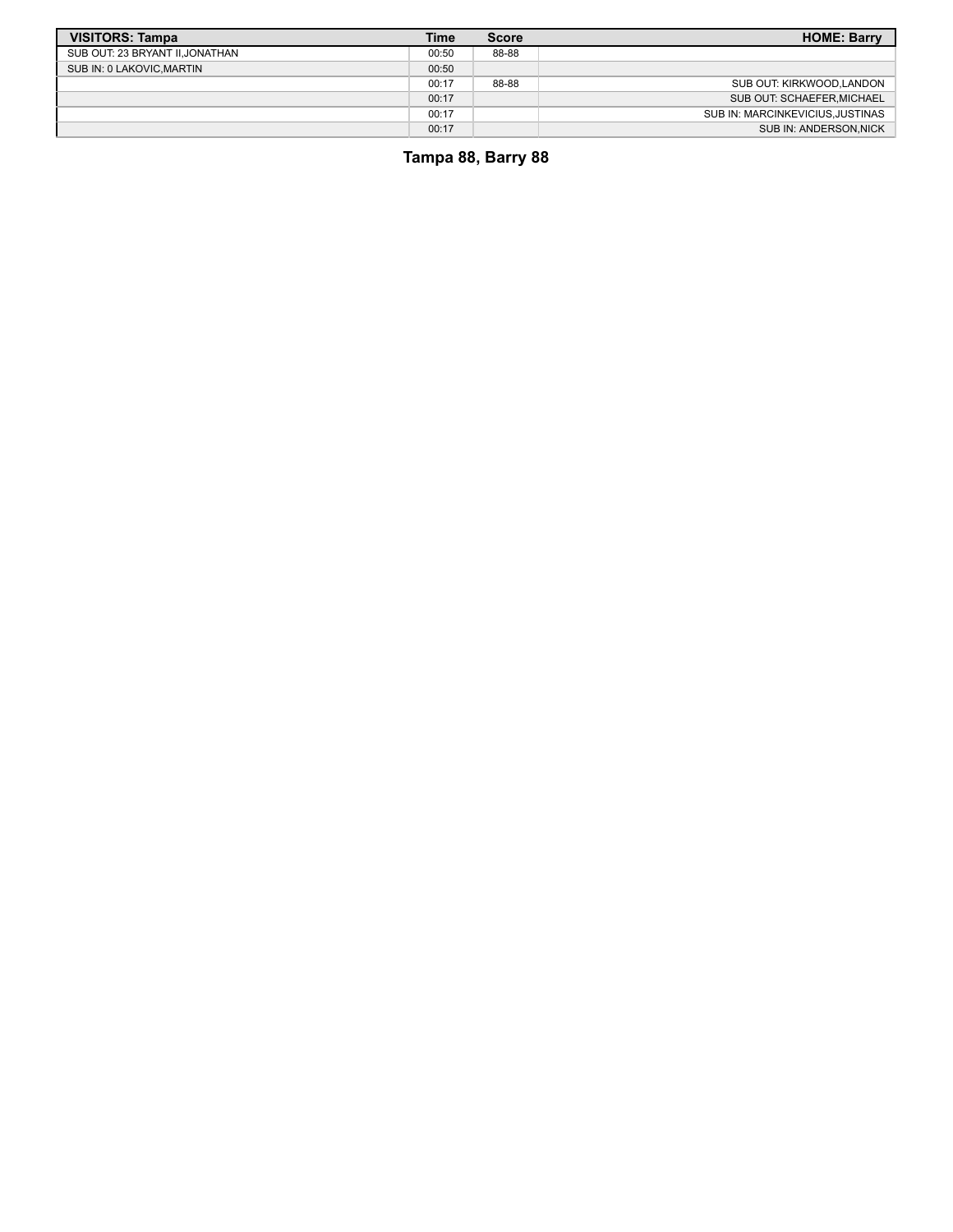| VISITORS: Tampa | Time | Score | HOME: Barry |
|---|---|---|---|
| SUB OUT: 23 BRYANT II,JONATHAN | 00:50 | 88-88 | |
| SUB IN: 0 LAKOVIC,MARTIN | 00:50 | | |
| | 00:17 | 88-88 | SUB OUT: KIRKWOOD,LANDON |
| | 00:17 | | SUB OUT: SCHAEFER,MICHAEL |
| | 00:17 | | SUB IN: MARCINKEVICIUS,JUSTINAS |
| | 00:17 | | SUB IN: ANDERSON,NICK |

**Tampa 88, Barry 88**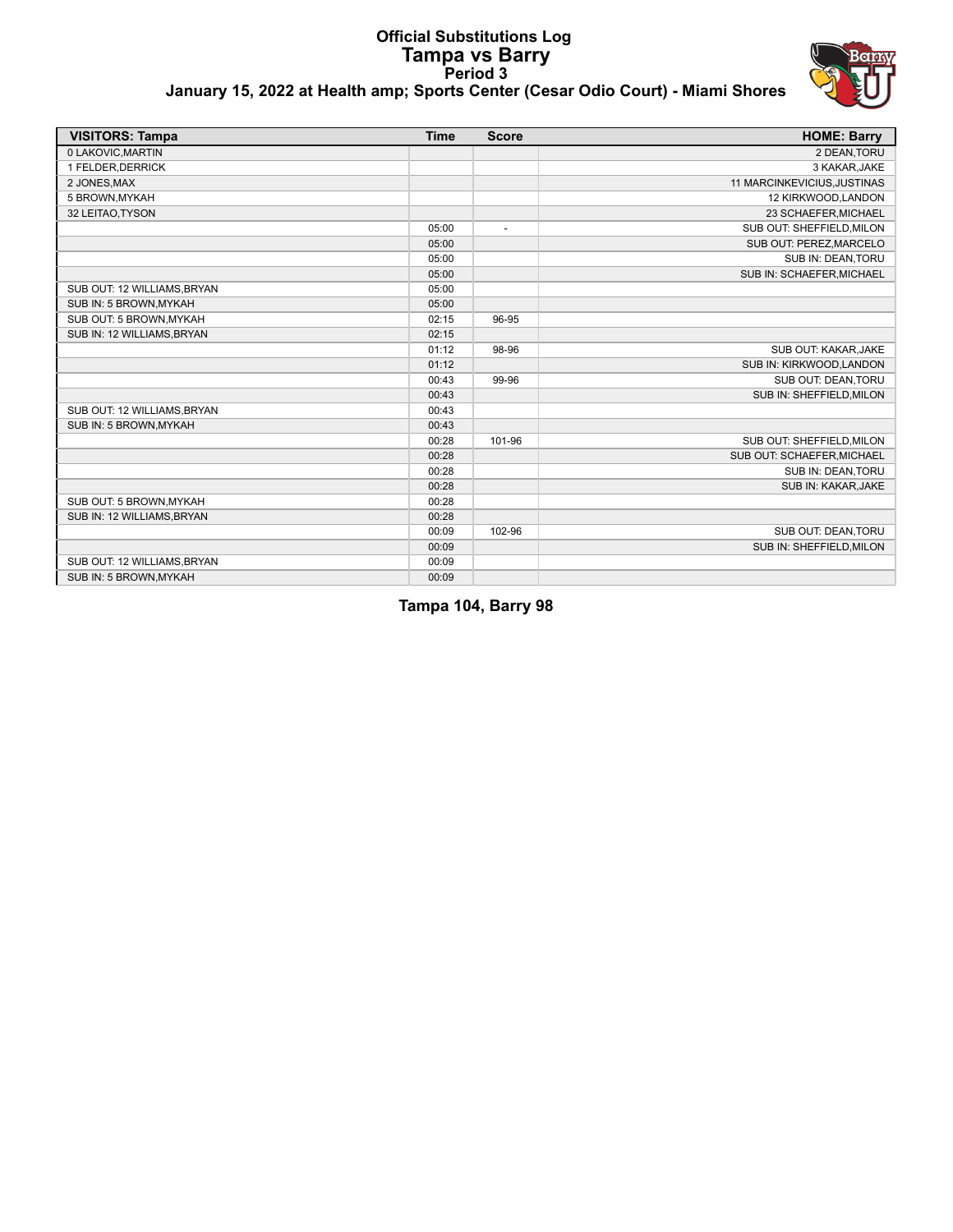# Official Substitutions Log
## Tampa vs Barry
### Period 3
### January 15, 2022 at Health amp; Sports Center (Cesar Odio Court) - Miami Shores

| VISITORS: Tampa | Time | Score | HOME: Barry |
|---|---|---|---|
| 0 LAKOVIC,MARTIN | | | 2 DEAN,TORU |
| 1 FELDER,DERRICK | | | 3 KAKAR,JAKE |
| 2 JONES,MAX | | | 11 MARCINKEVICIUS,JUSTINAS |
| 5 BROWN,MYKAH | | | 12 KIRKWOOD,LANDON |
| 32 LEITAO,TYSON | | | 23 SCHAEFER,MICHAEL |
| | 05:00 | - | SUB OUT: SHEFFIELD,MILON |
| | 05:00 | | SUB OUT: PEREZ,MARCELO |
| | 05:00 | | SUB IN: DEAN,TORU |
| | 05:00 | | SUB IN: SCHAEFER,MICHAEL |
| SUB OUT: 12 WILLIAMS,BRYAN | 05:00 | | |
| SUB IN: 5 BROWN,MYKAH | 05:00 | | |
| SUB OUT: 5 BROWN,MYKAH | 02:15 | 96-95 | |
| SUB IN: 12 WILLIAMS,BRYAN | 02:15 | | |
| | 01:12 | 98-96 | SUB OUT: KAKAR,JAKE |
| | 01:12 | | SUB IN: KIRKWOOD,LANDON |
| | 00:43 | 99-96 | SUB OUT: DEAN,TORU |
| | 00:43 | | SUB IN: SHEFFIELD,MILON |
| SUB OUT: 12 WILLIAMS,BRYAN | 00:43 | | |
| SUB IN: 5 BROWN,MYKAH | 00:43 | | |
| | 00:28 | 101-96 | SUB OUT: SHEFFIELD,MILON |
| | 00:28 | | SUB OUT: SCHAEFER,MICHAEL |
| | 00:28 | | SUB IN: DEAN,TORU |
| | 00:28 | | SUB IN: KAKAR,JAKE |
| SUB OUT: 5 BROWN,MYKAH | 00:28 | | |
| SUB IN: 12 WILLIAMS,BRYAN | 00:28 | | |
| | 00:09 | 102-96 | SUB OUT: DEAN,TORU |
| | 00:09 | | SUB IN: SHEFFIELD,MILON |
| SUB OUT: 12 WILLIAMS,BRYAN | 00:09 | | |
| SUB IN: 5 BROWN,MYKAH | 00:09 | | |

**Tampa 104, Barry 98**